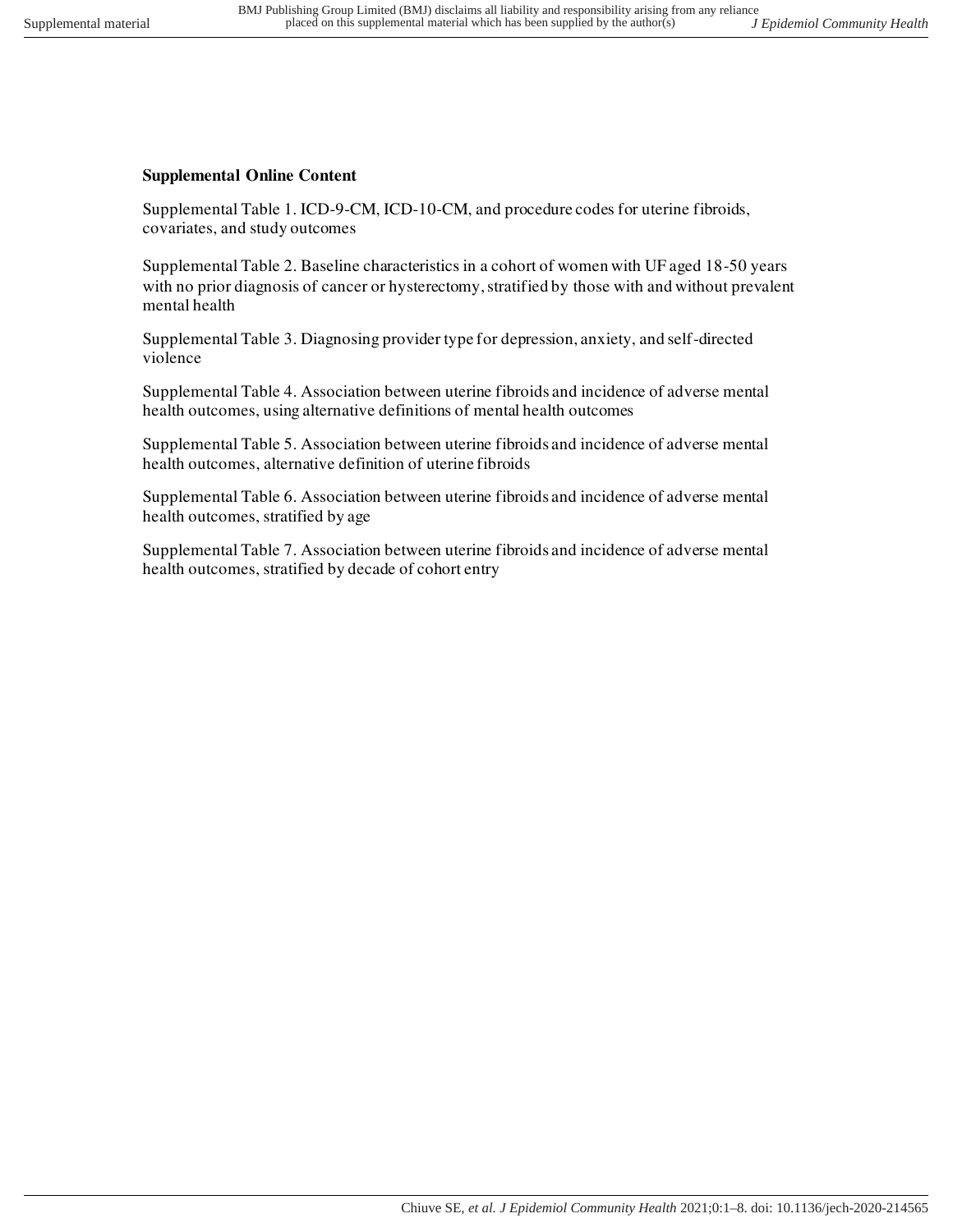**Supplemental Online Content**

Supplemental Table 1. ICD-9-CM, ICD-10-CM, and procedure codes for uterine fibroids, covariates, and study outcomes

Supplemental Table 2. Baseline characteristics in a cohort of women with UF aged 18-50 years with no prior diagnosis of cancer or hysterectomy, stratified by those with and without prevalent mental health

Supplemental Table 3. Diagnosing provider type for depression, anxiety, and self-directed violence

Supplemental Table 4. Association between uterine fibroids and incidence of adverse mental health outcomes, using alternative definitions of mental health outcomes

Supplemental Table 5. Association between uterine fibroids and incidence of adverse mental health outcomes, alternative definition of uterine fibroids

Supplemental Table 6. Association between uterine fibroids and incidence of adverse mental health outcomes, stratified by age

Supplemental Table 7. Association between uterine fibroids and incidence of adverse mental health outcomes, stratified by decade of cohort entry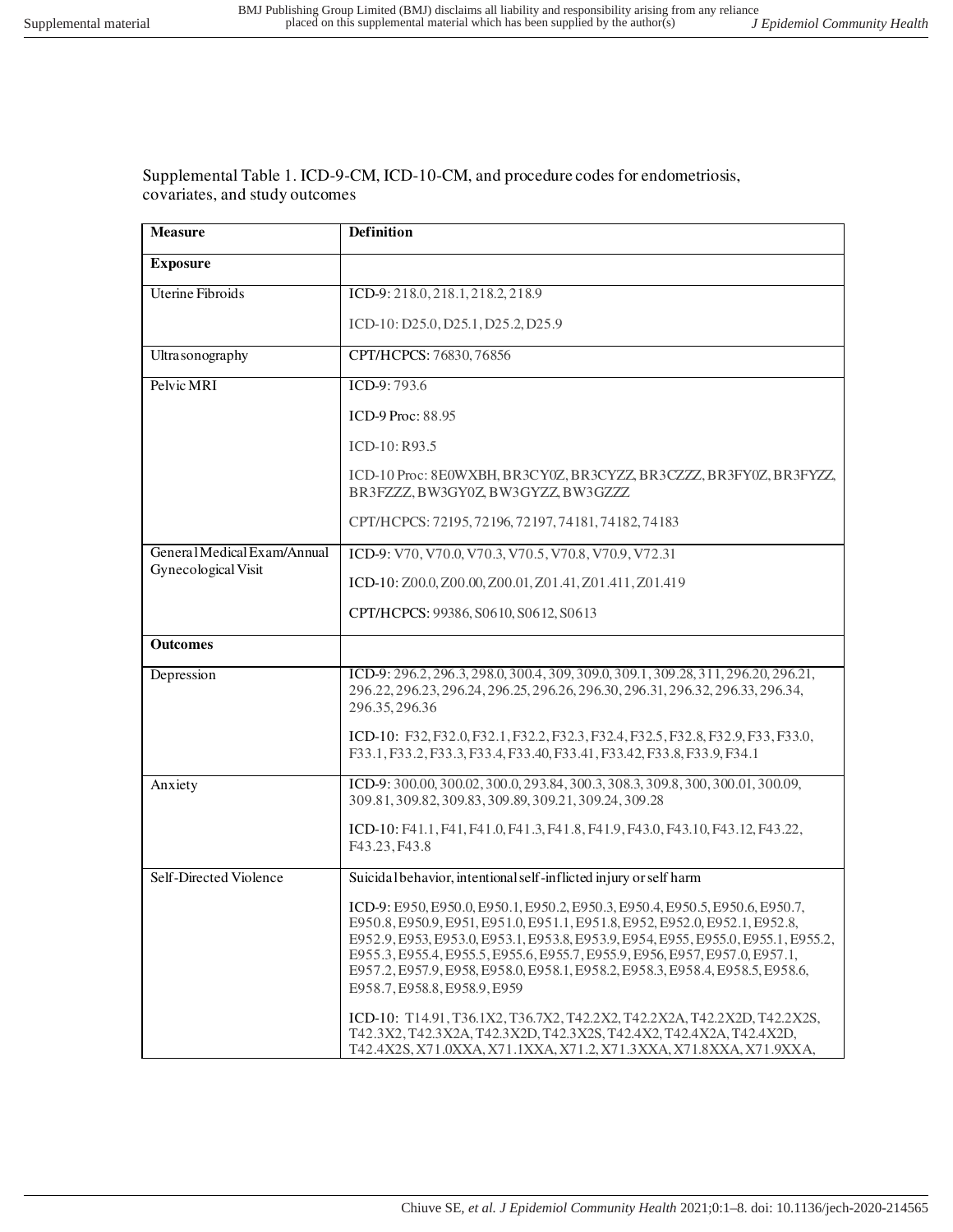Supplemental Table 1. ICD-9-CM, ICD-10-CM, and procedure codes for endometriosis, covariates, and study outcomes

| **Measure** | **Definition** |
|---|---|
| **Exposure** | |
| Uterine Fibroids | ICD-9: 218.0, 218.1, 218.2, 218.9<br><br>ICD-10: D25.0, D25.1, D25.2, D25.9 |
| Ultrasonography | CPT/HCPCS: 76830, 76856 |
| Pelvic MRI | ICD-9: 793.6<br><br>ICD-9 Proc: 88.95<br><br>ICD-10: R93.5<br><br>ICD-10 Proc: 8E0WXBH, BR3CY0Z, BR3CYZZ, BR3CZZZ, BR3FY0Z, BR3FYZZ, BR3FZZZ, BW3GY0Z, BW3GYZZ, BW3GZZZ<br><br>CPT/HCPCS: 72195, 72196, 72197, 74181, 74182, 74183 |
| General Medical Exam/Annual Gynecological Visit | ICD-9: V70, V70.0, V70.3, V70.5, V70.8, V70.9, V72.31<br><br>ICD-10: Z00.0, Z00.00, Z00.01, Z01.41, Z01.411, Z01.419<br><br>CPT/HCPCS: 99386, S0610, S0612, S0613 |
| **Outcomes** | |
| Depression | ICD-9: 296.2, 296.3, 298.0, 300.4, 309, 309.0, 309.1, 309.28, 311, 296.20, 296.21, 296.22, 296.23, 296.24, 296.25, 296.26, 296.30, 296.31, 296.32, 296.33, 296.34, 296.35, 296.36<br><br>ICD-10: F32, F32.0, F32.1, F32.2, F32.3, F32.4, F32.5, F32.8, F32.9, F33, F33.0, F33.1, F33.2, F33.3, F33.4, F33.40, F33.41, F33.42, F33.8, F33.9, F34.1 |
| Anxiety | ICD-9: 300.00, 300.02, 300.0, 293.84, 300.3, 308.3, 309.8, 300, 300.01, 300.09, 309.81, 309.82, 309.83, 309.89, 309.21, 309.24, 309.28<br><br>ICD-10: F41.1, F41, F41.0, F41.3, F41.8, F41.9, F43.0, F43.10, F43.12, F43.22, F43.23, F43.8 |
| Self-Directed Violence | Suicidal behavior, intentional self-inflicted injury or self harm<br><br>ICD-9: E950, E950.0, E950.1, E950.2, E950.3, E950.4, E950.5, E950.6, E950.7, E950.8, E950.9, E951, E951.0, E951.1, E951.8, E952, E952.0, E952.1, E952.8, E952.9, E953, E953.0, E953.1, E953.8, E953.9, E954, E955, E955.0, E955.1, E955.2, E955.3, E955.4, E955.5, E955.6, E955.7, E955.9, E956, E957, E957.0, E957.1, E957.2, E957.9, E958, E958.0, E958.1, E958.2, E958.3, E958.4, E958.5, E958.6, E958.7, E958.8, E958.9, E959<br><br>ICD-10: T14.91, T36.1X2, T36.7X2, T42.2X2, T42.2X2A, T42.2X2D, T42.2X2S, T42.3X2, T42.3X2A, T42.3X2D, T42.3X2S, T42.4X2, T42.4X2A, T42.4X2D, T42.4X2S, X71.0XXA, X71.1XXA, X71.2, X71.3XXA, X71.8XXA, X71.9XXA, |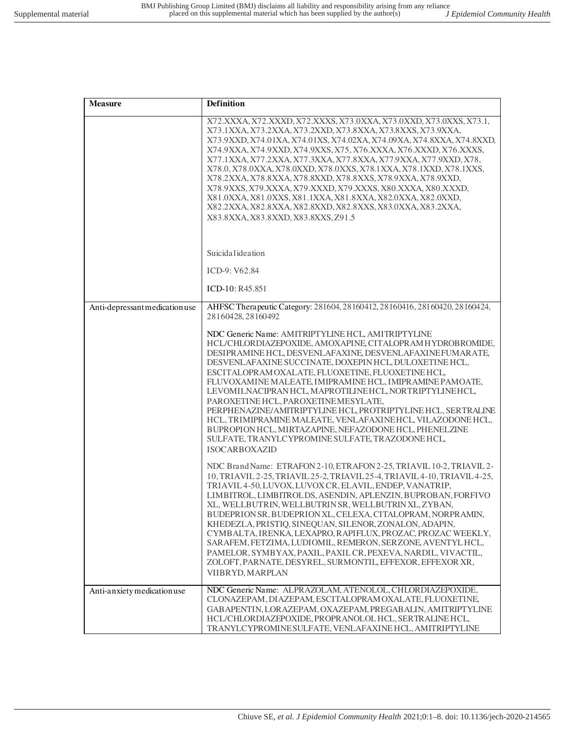| Measure | Definition |
|---|---|
| | X72.XXXA, X72.XXXD, X72.XXXS, X73.0XXA, X73.0XXD, X73.0XXS, X73.1, X73.1XXA, X73.2XXA, X73.2XXD, X73.8XXA, X73.8XXS, X73.9XXA, X73.9XXD, X74.01XA, X74.01XS, X74.02XA, X74.09XA, X74.8XXA, X74.8XXD, X74.9XXA, X74.9XXD, X74.9XXS, X75, X76.XXXA, X76.XXXD, X76.XXXS, X77.1XXA, X77.2XXA, X77.3XXA, X77.8XXA, X77.9XXA, X77.9XXD, X78, X78.0, X78.0XXA, X78.0XXD, X78.0XXS, X78.1XXA, X78.1XXD, X78.1XXS, X78.2XXA, X78.8XXA, X78.8XXD, X78.8XXS, X78.9XXA, X78.9XXD, X78.9XXS, X79.XXXA, X79.XXXD, X79.XXXS, X80.XXXA, X80.XXXD, X81.0XXA, X81.0XXS, X81.1XXA, X81.8XXA, X82.0XXA, X82.0XXD, X82.2XXA, X82.8XXA, X82.8XXD, X82.8XXS, X83.0XXA, X83.2XXA, X83.8XXA, X83.8XXD, X83.8XXS, Z91.5<br><br>Suicidal ideation<br><br>ICD-9: V62.84<br><br>ICD-10: R45.851 |
| Anti-depressant medication use | AHFSC Therapeutic Category: 281604, 28160412, 28160416, 28160420, 28160424, 28160428, 28160492<br><br>NDC Generic Name: AMITRIPTYLINE HCL, AMITRIPTYLINE HCL/CHLORDIAZEPOXIDE, AMOXAPINE, CITALOPRAM HYDROBROMIDE, DESIPRAMINE HCL, DESVENLAFAXINE, DESVENLAFAXINE FUMARATE, DESVENLAFAXINE SUCCINATE, DOXEPIN HCL, DULOXETINE HCL, ESCITALOPRAM OXALATE, FLUOXETINE, FLUOXETINE HCL, FLUVOXAMINE MALEATE, IMIPRAMINE HCL, IMIPRAMINE PAMOATE, LEVOMILNACIPRAN HCL, MAPROTILINE HCL, NORTRIPTYLINE HCL, PAROXETINE HCL, PAROXETINE MESYLATE, PERPHENAZINE/AMITRIPTYLINE HCL, PROTRIPTYLINE HCL, SERTRALINE HCL, TRIMIPRAMINE MALEATE, VENLAFAXINE HCL, VILAZODONE HCL, BUPROPION HCL, MIRTAZAPINE, NEFAZODONE HCL, PHENELZINE SULFATE, TRANYLCYPROMINE SULFATE, TRAZODONE HCL, ISOCARBOXAZID<br><br>NDC Brand Name: ETRAFON 2-10, ETRAFON 2-25, TRIAVIL 10-2, TRIAVIL 2-10, TRIAVIL 2-25, TRIAVIL 25-2, TRIAVIL 25-4, TRIAVIL 4-10, TRIAVIL 4-25, TRIAVIL 4-50, LUVOX, LUVOX CR, ELAVIL, ENDEP, VANATRIP, LIMBITROL, LIMBITROL DS, ASENDIN, APLENZIN, BUPROBAN, FORFIVO XL, WELLBUTRIN, WELLBUTRIN SR, WELLBUTRIN XL, ZYBAN, BUDEPRION SR, BUDEPRION XL, CELEXA, CITALOPRAM, NORPRAMIN, KHEDEZLA, PRISTIQ, SINEQUAN, SILENOR, ZONALON, ADAPIN, CYMBALTA, IRENKA, LEXAPRO, RAPIFLUX, PROZAC, PROZAC WEEKLY, SARAFEM, FETZIMA, LUDIOMIL, REMERON, SERZONE, AVENTYL HCL, PAMELOR, SYMBYAX, PAXIL, PAXIL CR, PEXEVA, NARDIL, VIVACTIL, ZOLOFT, PARNATE, DESYREL, SURMONTIL, EFFEXOR, EFFEXOR XR, VIIBRYD, MARPLAN |
| Anti-anxiety medication use | NDC Generic Name: ALPRAZOLAM, ATENOLOL, CHLORDIAZEPOXIDE, CLONAZEPAM, DIAZEPAM, ESCITALOPRAM OXALATE, FLUOXETINE, GABAPENTIN, LORAZEPAM, OXAZEPAM, PREGABALIN, AMITRIPTYLINE HCL/CHLORDIAZEPOXIDE, PROPRANOLOL HCL, SERTRALINE HCL, TRANYLCYPROMINE SULFATE, VENLAFAXINE HCL, AMITRIPTYLINE |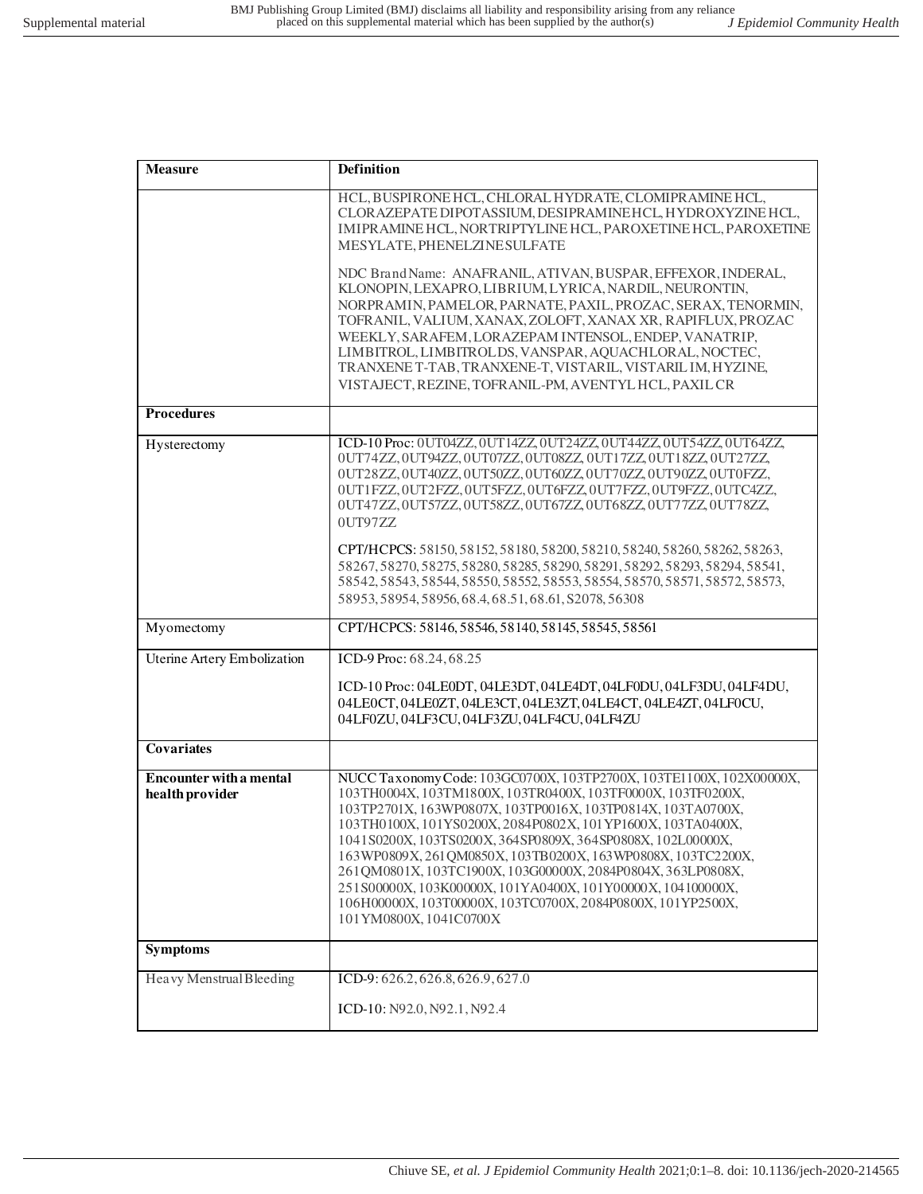| Measure | Definition |
|---|---|
| | HCL, BUSPIRONE HCL, CHLORAL HYDRATE, CLOMIPRAMINE HCL, CLORAZEPATE DIPOTASSIUM, DESIPRAMINE HCL, HYDROXYZINE HCL, IMIPRAMINE HCL, NORTRIPTYLINE HCL, PAROXETINE HCL, PAROXETINE MESYLATE, PHENELZINE SULFATE<br><br>NDC Brand Name: ANAFRANIL, ATIVAN, BUSPAR, EFFEXOR, INDERAL, KLONOPIN, LEXAPRO, LIBRIUM, LYRICA, NARDIL, NEURONTIN, NORPRAMIN, PAMELOR, PARNATE, PAXIL, PROZAC, SERAX, TENORMIN, TOFRANIL, VALIUM, XANAX, ZOLOFT, XANAX XR, RAPIFLUX, PROZAC WEEKLY, SARAFEM, LORAZEPAM INTENSOL, ENDEP, VANATRIP, LIMBITROL, LIMBITROL DS, VANSPAR, AQUACHLORAL, NOCTEC, TRANXENE T-TAB, TRANXENE-T, VISTARIL, VISTARIL IM, HYZINE, VISTAJECT, REZINE, TOFRANIL-PM, AVENTYL HCL, PAXIL CR |
| **Procedures** | |
| Hysterectomy | ICD-10 Proc: 0UT04ZZ, 0UT14ZZ, 0UT24ZZ, 0UT44ZZ, 0UT54ZZ, 0UT64ZZ, 0UT74ZZ, 0UT94ZZ, 0UT07ZZ, 0UT08ZZ, 0UT17ZZ, 0UT18ZZ, 0UT27ZZ, 0UT28ZZ, 0UT40ZZ, 0UT50ZZ, 0UT60ZZ, 0UT70ZZ, 0UT90ZZ, 0UT0FZZ, 0UT1FZZ, 0UT2FZZ, 0UT5FZZ, 0UT6FZZ, 0UT7FZZ, 0UT9FZZ, 0UTC4ZZ, 0UT47ZZ, 0UT57ZZ, 0UT58ZZ, 0UT67ZZ, 0UT68ZZ, 0UT77ZZ, 0UT78ZZ, 0UT97ZZ<br><br>CPT/HCPCS: 58150, 58152, 58180, 58200, 58210, 58240, 58260, 58262, 58263, 58267, 58270, 58275, 58280, 58285, 58290, 58291, 58292, 58293, 58294, 58541, 58542, 58543, 58544, 58550, 58552, 58553, 58554, 58570, 58571, 58572, 58573, 58953, 58954, 58956, 68.4, 68.51, 68.61, S2078, 56308 |
| Myomectomy | CPT/HCPCS: 58146, 58546, 58140, 58145, 58545, 58561 |
| Uterine Artery Embolization | ICD-9 Proc: 68.24, 68.25<br><br>ICD-10 Proc: 04LE0DT, 04LE3DT, 04LE4DT, 04LF0DU, 04LF3DU, 04LF4DU, 04LE0CT, 04LE0ZT, 04LE3CT, 04LE3ZT, 04LE4CT, 04LE4ZT, 04LF0CU, 04LF0ZU, 04LF3CU, 04LF3ZU, 04LF4CU, 04LF4ZU |
| **Covariates** | |
| **Encounter with a mental health provider** | NUCC Taxonomy Code: 103GC0700X, 103TP2700X, 103TE1100X, 102X00000X, 103TH0004X, 103TM1800X, 103TR0400X, 103TF0000X, 103TF0200X, 103TP2701X, 163WP0807X, 103TP0016X, 103TP0814X, 103TA0700X, 103TH0100X, 101YS0200X, 2084P0802X, 101YP1600X, 103TA0400X, 1041S0200X, 103TS0200X, 364SP0809X, 364SP0808X, 102L00000X, 163WP0809X, 261QM0850X, 103TB0200X, 163WP0808X, 103TC2200X, 261QM0801X, 103TC1900X, 103G00000X, 2084P0804X, 363LP0808X, 251S00000X, 103K00000X, 101YA0400X, 101Y00000X, 104100000X, 106H00000X, 103T00000X, 103TC0700X, 2084P0800X, 101YP2500X, 101YM0800X, 1041C0700X |
| **Symptoms** | |
| Heavy Menstrual Bleeding | ICD-9: 626.2, 626.8, 626.9, 627.0<br><br>ICD-10: N92.0, N92.1, N92.4 |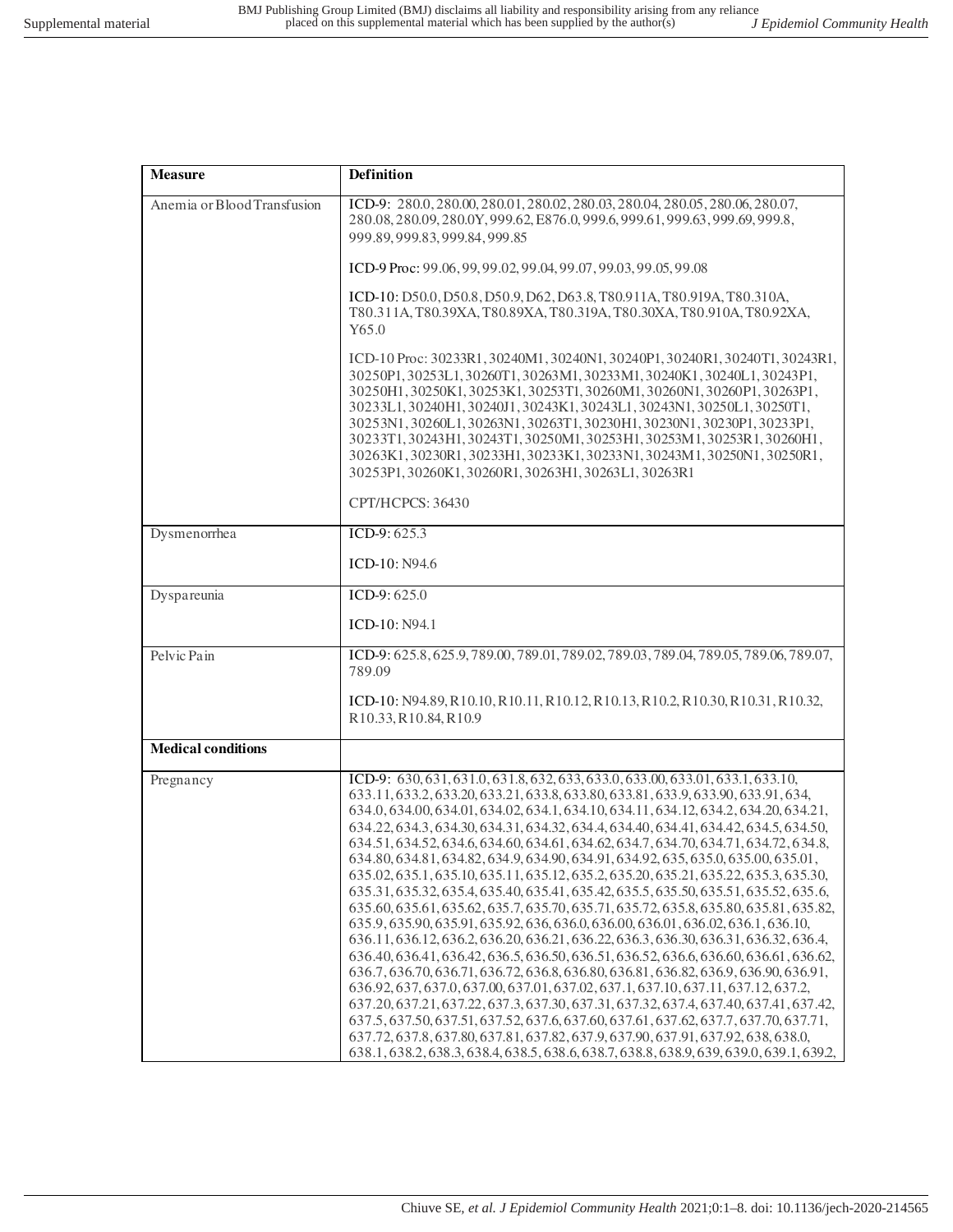| Measure | Definition |
| --- | --- |
| Anemia or Blood Transfusion | ICD-9: 280.0, 280.00, 280.01, 280.02, 280.03, 280.04, 280.05, 280.06, 280.07, 280.08, 280.09, 280.0Y, 999.62, E876.0, 999.6, 999.61, 999.63, 999.69, 999.8, 999.89, 999.83, 999.84, 999.85<br><br>ICD-9 Proc: 99.06, 99, 99.02, 99.04, 99.07, 99.03, 99.05, 99.08<br><br>ICD-10: D50.0, D50.8, D50.9, D62, D63.8, T80.911A, T80.919A, T80.310A, T80.311A, T80.39XA, T80.89XA, T80.319A, T80.30XA, T80.910A, T80.92XA, Y65.0<br><br>ICD-10 Proc: 30233R1, 30240M1, 30240N1, 30240P1, 30240R1, 30240T1, 30243R1, 30250P1, 30253L1, 30260T1, 30263M1, 30233M1, 30240K1, 30240L1, 30243P1, 30250H1, 30250K1, 30253K1, 30253T1, 30260M1, 30260N1, 30260P1, 30263P1, 30233L1, 30240H1, 30240J1, 30243K1, 30243L1, 30243N1, 30250L1, 30250T1, 30253N1, 30260L1, 30263N1, 30263T1, 30230H1, 30230N1, 30230P1, 30233P1, 30233T1, 30243H1, 30243T1, 30250M1, 30253H1, 30253M1, 30253R1, 30260H1, 30263K1, 30230R1, 30233H1, 30233K1, 30233N1, 30243M1, 30250N1, 30250R1, 30253P1, 30260K1, 30260R1, 30263H1, 30263L1, 30263R1<br><br>CPT/HCPCS: 36430 |
| Dysmenorrhea | ICD-9: 625.3<br><br>ICD-10: N94.6 |
| Dyspareunia | ICD-9: 625.0<br><br>ICD-10: N94.1 |
| Pelvic Pain | ICD-9: 625.8, 625.9, 789.00, 789.01, 789.02, 789.03, 789.04, 789.05, 789.06, 789.07, 789.09<br><br>ICD-10: N94.89, R10.10, R10.11, R10.12, R10.13, R10.2, R10.30, R10.31, R10.32, R10.33, R10.84, R10.9 |
| **Medical conditions** | |
| Pregnancy | ICD-9: 630, 631, 631.0, 631.8, 632, 633, 633.0, 633.00, 633.01, 633.1, 633.10, 633.11, 633.2, 633.20, 633.21, 633.8, 633.80, 633.81, 633.9, 633.90, 633.91, 634, 634.0, 634.00, 634.01, 634.02, 634.1, 634.10, 634.11, 634.12, 634.2, 634.20, 634.21, 634.22, 634.3, 634.30, 634.31, 634.32, 634.4, 634.40, 634.41, 634.42, 634.5, 634.50, 634.51, 634.52, 634.6, 634.60, 634.61, 634.62, 634.7, 634.70, 634.71, 634.72, 634.8, 634.80, 634.81, 634.82, 634.9, 634.90, 634.91, 634.92, 635, 635.0, 635.00, 635.01, 635.02, 635.1, 635.10, 635.11, 635.12, 635.2, 635.20, 635.21, 635.22, 635.3, 635.30, 635.31, 635.32, 635.4, 635.40, 635.41, 635.42, 635.5, 635.50, 635.51, 635.52, 635.6, 635.60, 635.61, 635.62, 635.7, 635.70, 635.71, 635.72, 635.8, 635.80, 635.81, 635.82, 635.9, 635.90, 635.91, 635.92, 636, 636.0, 636.00, 636.01, 636.02, 636.1, 636.10, 636.11, 636.12, 636.2, 636.20, 636.21, 636.22, 636.3, 636.30, 636.31, 636.32, 636.4, 636.40, 636.41, 636.42, 636.5, 636.50, 636.51, 636.52, 636.6, 636.60, 636.61, 636.62, 636.7, 636.70, 636.71, 636.72, 636.8, 636.80, 636.81, 636.82, 636.9, 636.90, 636.91, 636.92, 637, 637.0, 637.00, 637.01, 637.02, 637.1, 637.10, 637.11, 637.12, 637.2, 637.20, 637.21, 637.22, 637.3, 637.30, 637.31, 637.32, 637.4, 637.40, 637.41, 637.42, 637.5, 637.50, 637.51, 637.52, 637.6, 637.60, 637.61, 637.62, 637.7, 637.70, 637.71, 637.72, 637.8, 637.80, 637.81, 637.82, 637.9, 637.90, 637.91, 637.92, 638, 638.0, 638.1, 638.2, 638.3, 638.4, 638.5, 638.6, 638.7, 638.8, 638.9, 639, 639.0, 639.1, 639.2, |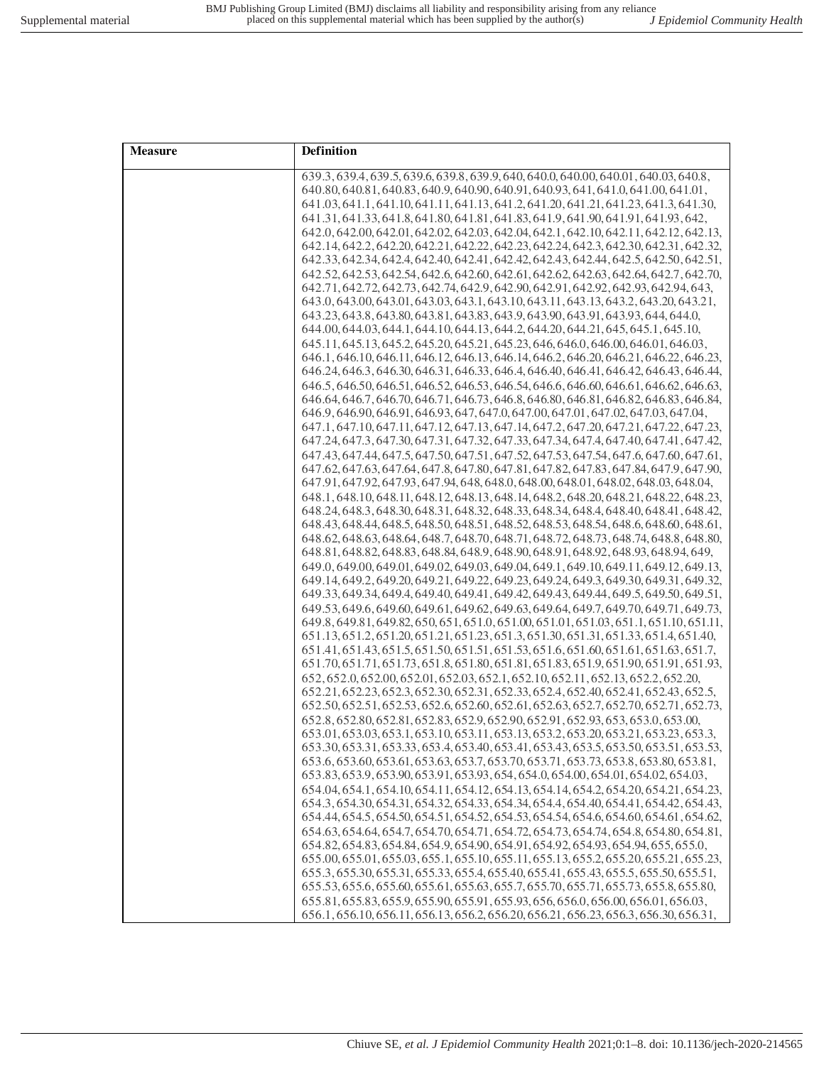| Measure | Definition |
| --- | --- |
| | 639.3, 639.4, 639.5, 639.6, 639.8, 639.9, 640, 640.0, 640.00, 640.01, 640.03, 640.8, 640.80, 640.81, 640.83, 640.9, 640.90, 640.91, 640.93, 641, 641.0, 641.00, 641.01, 641.03, 641.1, 641.10, 641.11, 641.13, 641.2, 641.20, 641.21, 641.23, 641.3, 641.30, 641.31, 641.33, 641.8, 641.80, 641.81, 641.83, 641.9, 641.90, 641.91, 641.93, 642, 642.0, 642.00, 642.01, 642.02, 642.03, 642.04, 642.1, 642.10, 642.11, 642.12, 642.13, 642.14, 642.2, 642.20, 642.21, 642.22, 642.23, 642.24, 642.3, 642.30, 642.31, 642.32, 642.33, 642.34, 642.4, 642.40, 642.41, 642.42, 642.43, 642.44, 642.5, 642.50, 642.51, 642.52, 642.53, 642.54, 642.6, 642.60, 642.61, 642.62, 642.63, 642.64, 642.7, 642.70, 642.71, 642.72, 642.73, 642.74, 642.9, 642.90, 642.91, 642.92, 642.93, 642.94, 643, 643.0, 643.00, 643.01, 643.03, 643.1, 643.10, 643.11, 643.13, 643.2, 643.20, 643.21, 643.23, 643.8, 643.80, 643.81, 643.83, 643.9, 643.90, 643.91, 643.93, 644, 644.0, 644.00, 644.03, 644.1, 644.10, 644.13, 644.2, 644.20, 644.21, 645, 645.1, 645.10, 645.11, 645.13, 645.2, 645.20, 645.21, 645.23, 646, 646.0, 646.00, 646.01, 646.03, 646.1, 646.10, 646.11, 646.12, 646.13, 646.14, 646.2, 646.20, 646.21, 646.22, 646.23, 646.24, 646.3, 646.30, 646.31, 646.33, 646.4, 646.40, 646.41, 646.42, 646.43, 646.44, 646.5, 646.50, 646.51, 646.52, 646.53, 646.54, 646.6, 646.60, 646.61, 646.62, 646.63, 646.64, 646.7, 646.70, 646.71, 646.73, 646.8, 646.80, 646.81, 646.82, 646.83, 646.84, 646.9, 646.90, 646.91, 646.93, 647, 647.0, 647.00, 647.01, 647.02, 647.03, 647.04, 647.1, 647.10, 647.11, 647.12, 647.13, 647.14, 647.2, 647.20, 647.21, 647.22, 647.23, 647.24, 647.3, 647.30, 647.31, 647.32, 647.33, 647.34, 647.4, 647.40, 647.41, 647.42, 647.43, 647.44, 647.5, 647.50, 647.51, 647.52, 647.53, 647.54, 647.6, 647.60, 647.61, 647.62, 647.63, 647.64, 647.8, 647.80, 647.81, 647.82, 647.83, 647.84, 647.9, 647.90, 647.91, 647.92, 647.93, 647.94, 648, 648.0, 648.00, 648.01, 648.02, 648.03, 648.04, 648.1, 648.10, 648.11, 648.12, 648.13, 648.14, 648.2, 648.20, 648.21, 648.22, 648.23, 648.24, 648.3, 648.30, 648.31, 648.32, 648.33, 648.34, 648.4, 648.40, 648.41, 648.42, 648.43, 648.44, 648.5, 648.50, 648.51, 648.52, 648.53, 648.54, 648.6, 648.60, 648.61, 648.62, 648.63, 648.64, 648.7, 648.70, 648.71, 648.72, 648.73, 648.74, 648.8, 648.80, 648.81, 648.82, 648.83, 648.84, 648.9, 648.90, 648.91, 648.92, 648.93, 648.94, 649, 649.0, 649.00, 649.01, 649.02, 649.03, 649.04, 649.1, 649.10, 649.11, 649.12, 649.13, 649.14, 649.2, 649.20, 649.21, 649.22, 649.23, 649.24, 649.3, 649.30, 649.31, 649.32, 649.33, 649.34, 649.4, 649.40, 649.41, 649.42, 649.43, 649.44, 649.5, 649.50, 649.51, 649.53, 649.6, 649.60, 649.61, 649.62, 649.63, 649.64, 649.7, 649.70, 649.71, 649.73, 649.8, 649.81, 649.82, 650, 651, 651.0, 651.00, 651.01, 651.03, 651.1, 651.10, 651.11, 651.13, 651.2, 651.20, 651.21, 651.23, 651.3, 651.30, 651.31, 651.33, 651.4, 651.40, 651.41, 651.43, 651.5, 651.50, 651.51, 651.53, 651.6, 651.60, 651.61, 651.63, 651.7, 651.70, 651.71, 651.73, 651.8, 651.80, 651.81, 651.83, 651.9, 651.90, 651.91, 651.93, 652, 652.0, 652.00, 652.01, 652.03, 652.1, 652.10, 652.11, 652.13, 652.2, 652.20, 652.21, 652.23, 652.3, 652.30, 652.31, 652.33, 652.4, 652.40, 652.41, 652.43, 652.5, 652.50, 652.51, 652.53, 652.6, 652.60, 652.61, 652.63, 652.7, 652.70, 652.71, 652.73, 652.8, 652.80, 652.81, 652.83, 652.9, 652.90, 652.91, 652.93, 653, 653.0, 653.00, 653.01, 653.03, 653.1, 653.10, 653.11, 653.13, 653.2, 653.20, 653.21, 653.23, 653.3, 653.30, 653.31, 653.33, 653.4, 653.40, 653.41, 653.43, 653.5, 653.50, 653.51, 653.53, 653.6, 653.60, 653.61, 653.63, 653.7, 653.70, 653.71, 653.73, 653.8, 653.80, 653.81, 653.83, 653.9, 653.90, 653.91, 653.93, 654, 654.0, 654.00, 654.01, 654.02, 654.03, 654.04, 654.1, 654.10, 654.11, 654.12, 654.13, 654.14, 654.2, 654.20, 654.21, 654.23, 654.3, 654.30, 654.31, 654.32, 654.33, 654.34, 654.4, 654.40, 654.41, 654.42, 654.43, 654.44, 654.5, 654.50, 654.51, 654.52, 654.53, 654.54, 654.6, 654.60, 654.61, 654.62, 654.63, 654.64, 654.7, 654.70, 654.71, 654.72, 654.73, 654.74, 654.8, 654.80, 654.81, 654.82, 654.83, 654.84, 654.9, 654.90, 654.91, 654.92, 654.93, 654.94, 655, 655.0, 655.00, 655.01, 655.03, 655.1, 655.10, 655.11, 655.13, 655.2, 655.20, 655.21, 655.23, 655.3, 655.30, 655.31, 655.33, 655.4, 655.40, 655.41, 655.43, 655.5, 655.50, 655.51, 655.53, 655.6, 655.60, 655.61, 655.63, 655.7, 655.70, 655.71, 655.73, 655.8, 655.80, 655.81, 655.83, 655.9, 655.90, 655.91, 655.93, 656, 656.0, 656.00, 656.01, 656.03, 656.1, 656.10, 656.11, 656.13, 656.2, 656.20, 656.21, 656.23, 656.3, 656.30, 656.31, |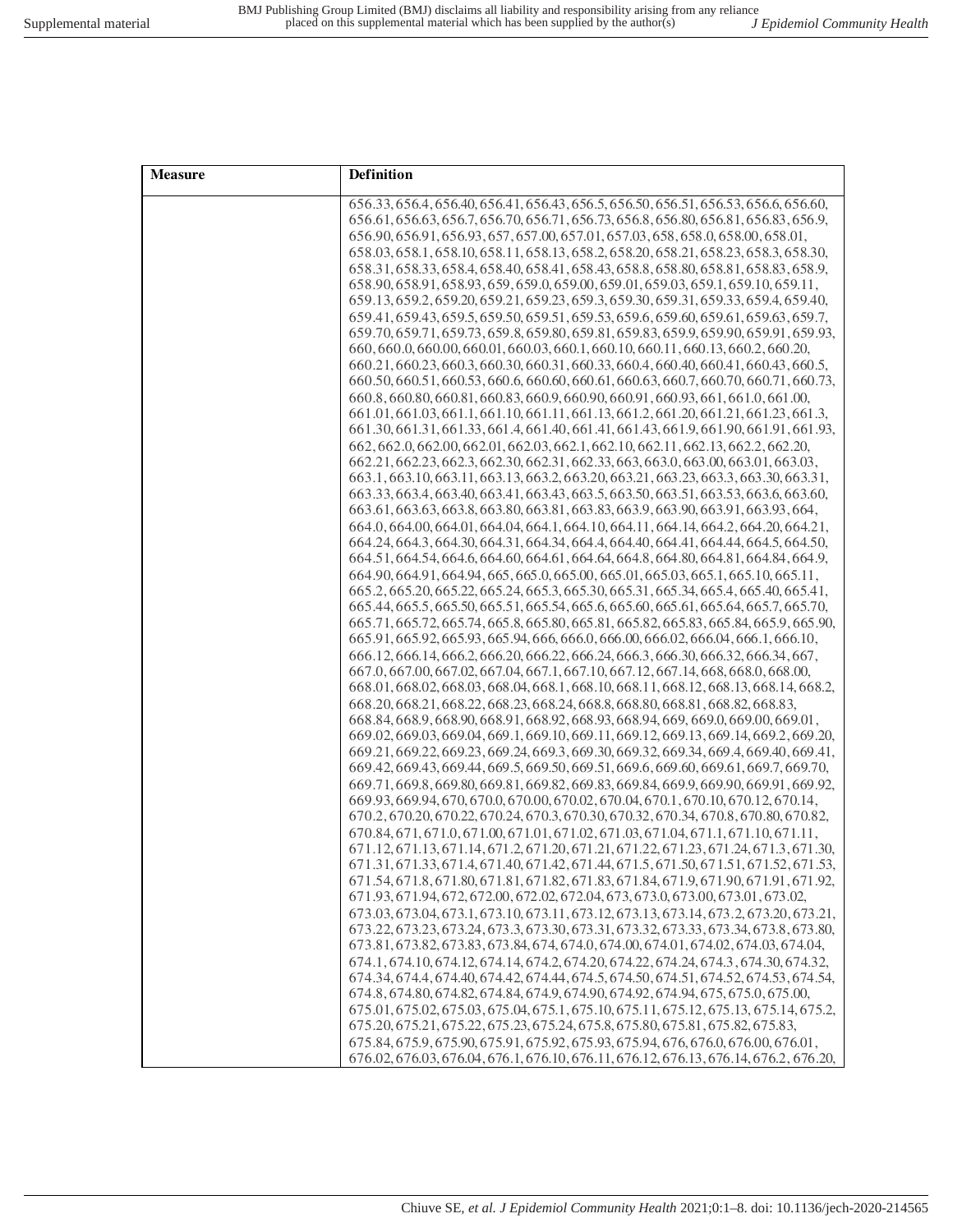| Measure | Definition |
| --- | --- |
| | 656.33, 656.4, 656.40, 656.41, 656.43, 656.5, 656.50, 656.51, 656.53, 656.6, 656.60, 656.61, 656.63, 656.7, 656.70, 656.71, 656.73, 656.8, 656.80, 656.81, 656.83, 656.9, 656.90, 656.91, 656.93, 657, 657.00, 657.01, 657.03, 658, 658.0, 658.00, 658.01, 658.03, 658.1, 658.10, 658.11, 658.13, 658.2, 658.20, 658.21, 658.23, 658.3, 658.30, 658.31, 658.33, 658.4, 658.40, 658.41, 658.43, 658.8, 658.80, 658.81, 658.83, 658.9, 658.90, 658.91, 658.93, 659, 659.0, 659.00, 659.01, 659.03, 659.1, 659.10, 659.11, 659.13, 659.2, 659.20, 659.21, 659.23, 659.3, 659.30, 659.31, 659.33, 659.4, 659.40, 659.41, 659.43, 659.5, 659.50, 659.51, 659.53, 659.6, 659.60, 659.61, 659.63, 659.7, 659.70, 659.71, 659.73, 659.8, 659.80, 659.81, 659.83, 659.9, 659.90, 659.91, 659.93, 660, 660.0, 660.00, 660.01, 660.03, 660.1, 660.10, 660.11, 660.13, 660.2, 660.20, 660.21, 660.23, 660.3, 660.30, 660.31, 660.33, 660.4, 660.40, 660.41, 660.43, 660.5, 660.50, 660.51, 660.53, 660.6, 660.60, 660.61, 660.63, 660.7, 660.70, 660.71, 660.73, 660.8, 660.80, 660.81, 660.83, 660.9, 660.90, 660.91, 660.93, 661, 661.0, 661.00, 661.01, 661.03, 661.1, 661.10, 661.11, 661.13, 661.2, 661.20, 661.21, 661.23, 661.3, 661.30, 661.31, 661.33, 661.4, 661.40, 661.41, 661.43, 661.9, 661.90, 661.91, 661.93, 662, 662.0, 662.00, 662.01, 662.03, 662.1, 662.10, 662.11, 662.13, 662.2, 662.20, 662.21, 662.23, 662.3, 662.30, 662.31, 662.33, 663, 663.0, 663.00, 663.01, 663.03, 663.1, 663.10, 663.11, 663.13, 663.2, 663.20, 663.21, 663.23, 663.3, 663.30, 663.31, 663.33, 663.4, 663.40, 663.41, 663.43, 663.5, 663.50, 663.51, 663.53, 663.6, 663.60, 663.61, 663.63, 663.8, 663.80, 663.81, 663.83, 663.9, 663.90, 663.91, 663.93, 664, 664.0, 664.00, 664.01, 664.04, 664.1, 664.10, 664.11, 664.14, 664.2, 664.20, 664.21, 664.24, 664.3, 664.30, 664.31, 664.34, 664.4, 664.40, 664.41, 664.44, 664.5, 664.50, 664.51, 664.54, 664.6, 664.60, 664.61, 664.64, 664.8, 664.80, 664.81, 664.84, 664.9, 664.90, 664.91, 664.94, 665, 665.0, 665.00, 665.01, 665.03, 665.1, 665.10, 665.11, 665.2, 665.20, 665.22, 665.24, 665.3, 665.30, 665.31, 665.34, 665.4, 665.40, 665.41, 665.44, 665.5, 665.50, 665.51, 665.54, 665.6, 665.60, 665.61, 665.64, 665.7, 665.70, 665.71, 665.72, 665.74, 665.8, 665.80, 665.81, 665.82, 665.83, 665.84, 665.9, 665.90, 665.91, 665.92, 665.93, 665.94, 666, 666.0, 666.00, 666.02, 666.04, 666.1, 666.10, 666.12, 666.14, 666.2, 666.20, 666.22, 666.24, 666.3, 666.30, 666.32, 666.34, 667, 667.0, 667.00, 667.02, 667.04, 667.1, 667.10, 667.12, 667.14, 668, 668.0, 668.00, 668.01, 668.02, 668.03, 668.04, 668.1, 668.10, 668.11, 668.12, 668.13, 668.14, 668.2, 668.20, 668.21, 668.22, 668.23, 668.24, 668.8, 668.80, 668.81, 668.82, 668.83, 668.84, 668.9, 668.90, 668.91, 668.92, 668.93, 668.94, 669, 669.0, 669.00, 669.01, 669.02, 669.03, 669.04, 669.1, 669.10, 669.11, 669.12, 669.13, 669.14, 669.2, 669.20, 669.21, 669.22, 669.23, 669.24, 669.3, 669.30, 669.32, 669.34, 669.4, 669.40, 669.41, 669.42, 669.43, 669.44, 669.5, 669.50, 669.51, 669.6, 669.60, 669.61, 669.7, 669.70, 669.71, 669.8, 669.80, 669.81, 669.82, 669.83, 669.84, 669.9, 669.90, 669.91, 669.92, 669.93, 669.94, 670, 670.0, 670.00, 670.02, 670.04, 670.1, 670.10, 670.12, 670.14, 670.2, 670.20, 670.22, 670.24, 670.3, 670.30, 670.32, 670.34, 670.8, 670.80, 670.82, 670.84, 671, 671.0, 671.00, 671.01, 671.02, 671.03, 671.04, 671.1, 671.10, 671.11, 671.12, 671.13, 671.14, 671.2, 671.20, 671.21, 671.22, 671.23, 671.24, 671.3, 671.30, 671.31, 671.33, 671.4, 671.40, 671.42, 671.44, 671.5, 671.50, 671.51, 671.52, 671.53, 671.54, 671.8, 671.80, 671.81, 671.82, 671.83, 671.84, 671.9, 671.90, 671.91, 671.92, 671.93, 671.94, 672, 672.00, 672.02, 672.04, 673, 673.0, 673.00, 673.01, 673.02, 673.03, 673.04, 673.1, 673.10, 673.11, 673.12, 673.13, 673.14, 673.2, 673.20, 673.21, 673.22, 673.23, 673.24, 673.3, 673.30, 673.31, 673.32, 673.33, 673.34, 673.8, 673.80, 673.81, 673.82, 673.83, 673.84, 674, 674.0, 674.00, 674.01, 674.02, 674.03, 674.04, 674.1, 674.10, 674.12, 674.14, 674.2, 674.20, 674.22, 674.24, 674.3, 674.30, 674.32, 674.34, 674.4, 674.40, 674.42, 674.44, 674.5, 674.50, 674.51, 674.52, 674.53, 674.54, 674.8, 674.80, 674.82, 674.84, 674.9, 674.90, 674.92, 674.94, 675, 675.0, 675.00, 675.01, 675.02, 675.03, 675.04, 675.1, 675.10, 675.11, 675.12, 675.13, 675.14, 675.2, 675.20, 675.21, 675.22, 675.23, 675.24, 675.8, 675.80, 675.81, 675.82, 675.83, 675.84, 675.9, 675.90, 675.91, 675.92, 675.93, 675.94, 676, 676.0, 676.00, 676.01, 676.02, 676.03, 676.04, 676.1, 676.10, 676.11, 676.12, 676.13, 676.14, 676.2, 676.20, |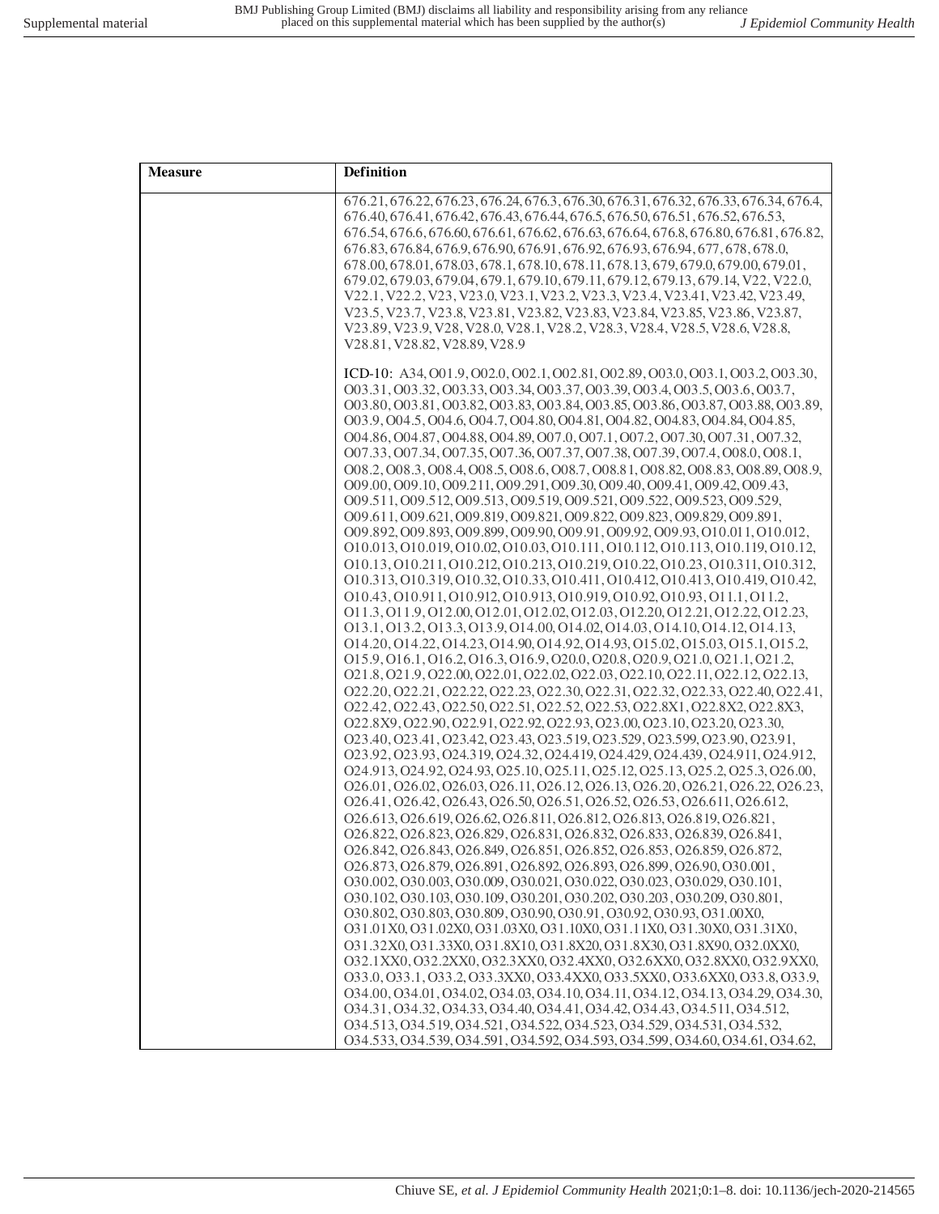| Measure | Definition |
|---|---|
| | 676.21, 676.22, 676.23, 676.24, 676.3, 676.30, 676.31, 676.32, 676.33, 676.34, 676.4, 676.40, 676.41, 676.42, 676.43, 676.44, 676.5, 676.50, 676.51, 676.52, 676.53, 676.54, 676.6, 676.60, 676.61, 676.62, 676.63, 676.64, 676.8, 676.80, 676.81, 676.82, 676.83, 676.84, 676.9, 676.90, 676.91, 676.92, 676.93, 676.94, 677, 678, 678.0, 678.00, 678.01, 678.03, 678.1, 678.10, 678.11, 678.13, 679, 679.0, 679.00, 679.01, 679.02, 679.03, 679.04, 679.1, 679.10, 679.11, 679.12, 679.13, 679.14, V22, V22.0, V22.1, V22.2, V23, V23.0, V23.1, V23.2, V23.3, V23.4, V23.41, V23.42, V23.49, V23.5, V23.7, V23.8, V23.81, V23.82, V23.83, V23.84, V23.85, V23.86, V23.87, V23.89, V23.9, V28, V28.0, V28.1, V28.2, V28.3, V28.4, V28.5, V28.6, V28.8, V28.81, V28.82, V28.89, V28.9<br><br>**ICD-10**: A34, O01.9, O02.0, O02.1, O02.81, O02.89, O03.0, O03.1, O03.2, O03.30, O03.31, O03.32, O03.33, O03.34, O03.37, O03.39, O03.4, O03.5, O03.6, O03.7, O03.80, O03.81, O03.82, O03.83, O03.84, O03.85, O03.86, O03.87, O03.88, O03.89, O03.9, O04.5, O04.6, O04.7, O04.80, O04.81, O04.82, O04.83, O04.84, O04.85, O04.86, O04.87, O04.88, O04.89, O07.0, O07.1, O07.2, O07.30, O07.31, O07.32, O07.33, O07.34, O07.35, O07.36, O07.37, O07.38, O07.39, O07.4, O08.0, O08.1, O08.2, O08.3, O08.4, O08.5, O08.6, O08.7, O08.81, O08.82, O08.83, O08.89, O08.9, O09.00, O09.10, O09.211, O09.291, O09.30, O09.40, O09.41, O09.42, O09.43, O09.511, O09.512, O09.513, O09.519, O09.521, O09.522, O09.523, O09.529, O09.611, O09.621, O09.819, O09.821, O09.822, O09.823, O09.829, O09.891, O09.892, O09.893, O09.899, O09.90, O09.91, O09.92, O09.93, O10.011, O10.012, O10.013, O10.019, O10.02, O10.03, O10.111, O10.112, O10.113, O10.119, O10.12, O10.13, O10.211, O10.212, O10.213, O10.219, O10.22, O10.23, O10.311, O10.312, O10.313, O10.319, O10.32, O10.33, O10.411, O10.412, O10.413, O10.419, O10.42, O10.43, O10.911, O10.912, O10.913, O10.919, O10.92, O10.93, O11.1, O11.2, O11.3, O11.9, O12.00, O12.01, O12.02, O12.03, O12.20, O12.21, O12.22, O12.23, O13.1, O13.2, O13.3, O13.9, O14.00, O14.02, O14.03, O14.10, O14.12, O14.13, O14.20, O14.22, O14.23, O14.90, O14.92, O14.93, O15.02, O15.03, O15.1, O15.2, O15.9, O16.1, O16.2, O16.3, O16.9, O20.0, O20.8, O20.9, O21.0, O21.1, O21.2, O21.8, O21.9, O22.00, O22.01, O22.02, O22.03, O22.10, O22.11, O22.12, O22.13, O22.20, O22.21, O22.22, O22.23, O22.30, O22.31, O22.32, O22.33, O22.40, O22.41, O22.42, O22.43, O22.50, O22.51, O22.52, O22.53, O22.8X1, O22.8X2, O22.8X3, O22.8X9, O22.90, O22.91, O22.92, O22.93, O23.00, O23.10, O23.20, O23.30, O23.40, O23.41, O23.42, O23.43, O23.519, O23.529, O23.599, O23.90, O23.91, O23.92, O23.93, O24.319, O24.32, O24.419, O24.429, O24.439, O24.911, O24.912, O24.913, O24.92, O24.93, O25.10, O25.11, O25.12, O25.13, O25.2, O25.3, O26.00, O26.01, O26.02, O26.03, O26.11, O26.12, O26.13, O26.20, O26.21, O26.22, O26.23, O26.41, O26.42, O26.43, O26.50, O26.51, O26.52, O26.53, O26.611, O26.612, O26.613, O26.619, O26.62, O26.811, O26.812, O26.813, O26.819, O26.821, O26.822, O26.823, O26.829, O26.831, O26.832, O26.833, O26.839, O26.841, O26.842, O26.843, O26.849, O26.851, O26.852, O26.853, O26.859, O26.872, O26.873, O26.879, O26.891, O26.892, O26.893, O26.899, O26.90, O30.001, O30.002, O30.003, O30.009, O30.021, O30.022, O30.023, O30.029, O30.101, O30.102, O30.103, O30.109, O30.201, O30.202, O30.203, O30.209, O30.801, O30.802, O30.803, O30.809, O30.90, O30.91, O30.92, O30.93, O31.00X0, O31.01X0, O31.02X0, O31.03X0, O31.10X0, O31.11X0, O31.30X0, O31.31X0, O31.32X0, O31.33X0, O31.8X10, O31.8X20, O31.8X30, O31.8X90, O32.0XX0, O32.1XX0, O32.2XX0, O32.3XX0, O32.4XX0, O32.6XX0, O32.8XX0, O32.9XX0, O33.0, O33.1, O33.2, O33.3XX0, O33.4XX0, O33.5XX0, O33.6XX0, O33.8, O33.9, O34.00, O34.01, O34.02, O34.03, O34.10, O34.11, O34.12, O34.13, O34.29, O34.30, O34.31, O34.32, O34.33, O34.40, O34.41, O34.42, O34.43, O34.511, O34.512, O34.513, O34.519, O34.521, O34.522, O34.523, O34.529, O34.531, O34.532, O34.533, O34.539, O34.591, O34.592, O34.593, O34.599, O34.60, O34.61, O34.62, |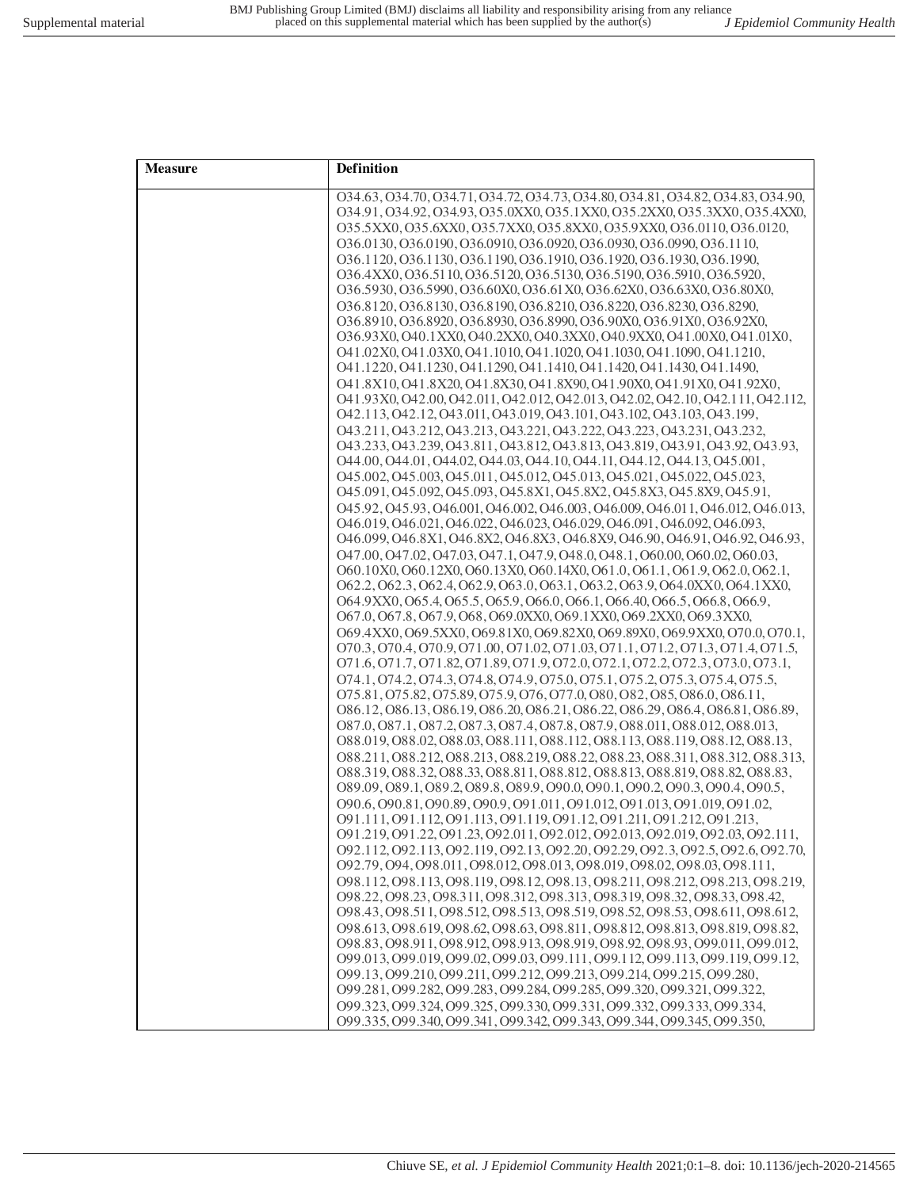| Measure | Definition |
|---|---|
| | O34.63, O34.70, O34.71, O34.72, O34.73, O34.80, O34.81, O34.82, O34.83, O34.90, O34.91, O34.92, O34.93, O35.0XX0, O35.1XX0, O35.2XX0, O35.3XX0, O35.4XX0, O35.5XX0, O35.6XX0, O35.7XX0, O35.8XX0, O35.9XX0, O36.0110, O36.0120, O36.0130, O36.0190, O36.0910, O36.0920, O36.0930, O36.0990, O36.1110, O36.1120, O36.1130, O36.1190, O36.1910, O36.1920, O36.1930, O36.1990, O36.4XX0, O36.5110, O36.5120, O36.5130, O36.5190, O36.5910, O36.5920, O36.5930, O36.5990, O36.60X0, O36.61X0, O36.62X0, O36.63X0, O36.80X0, O36.8120, O36.8130, O36.8190, O36.8210, O36.8220, O36.8230, O36.8290, O36.8910, O36.8920, O36.8930, O36.8990, O36.90X0, O36.91X0, O36.92X0, O36.93X0, O40.1XX0, O40.2XX0, O40.3XX0, O40.9XX0, O41.00X0, O41.01X0, O41.02X0, O41.03X0, O41.1010, O41.1020, O41.1030, O41.1090, O41.1210, O41.1220, O41.1230, O41.1290, O41.1410, O41.1420, O41.1430, O41.1490, O41.8X10, O41.8X20, O41.8X30, O41.8X90, O41.90X0, O41.91X0, O41.92X0, O41.93X0, O42.00, O42.011, O42.012, O42.013, O42.02, O42.10, O42.111, O42.112, O42.113, O42.12, O43.011, O43.019, O43.101, O43.102, O43.103, O43.199, O43.211, O43.212, O43.213, O43.221, O43.222, O43.223, O43.231, O43.232, O43.233, O43.239, O43.811, O43.812, O43.813, O43.819, O43.91, O43.92, O43.93, O44.00, O44.01, O44.02, O44.03, O44.10, O44.11, O44.12, O44.13, O45.001, O45.002, O45.003, O45.011, O45.012, O45.013, O45.021, O45.022, O45.023, O45.091, O45.092, O45.093, O45.8X1, O45.8X2, O45.8X3, O45.8X9, O45.91, O45.92, O45.93, O46.001, O46.002, O46.003, O46.009, O46.011, O46.012, O46.013, O46.019, O46.021, O46.022, O46.023, O46.029, O46.091, O46.092, O46.093, O46.099, O46.8X1, O46.8X2, O46.8X3, O46.8X9, O46.90, O46.91, O46.92, O46.93, O47.00, O47.02, O47.03, O47.1, O47.9, O48.0, O48.1, O60.00, O60.02, O60.03, O60.10X0, O60.12X0, O60.13X0, O60.14X0, O61.0, O61.1, O61.9, O62.0, O62.1, O62.2, O62.3, O62.4, O62.9, O63.0, O63.1, O63.2, O63.9, O64.0XX0, O64.1XX0, O64.9XX0, O65.4, O65.5, O65.9, O66.0, O66.1, O66.40, O66.5, O66.8, O66.9, O67.0, O67.8, O67.9, O68, O69.0XX0, O69.1XX0, O69.2XX0, O69.3XX0, O69.4XX0, O69.5XX0, O69.81X0, O69.82X0, O69.89X0, O69.9XX0, O70.0, O70.1, O70.3, O70.4, O70.9, O71.00, O71.02, O71.03, O71.1, O71.2, O71.3, O71.4, O71.5, O71.6, O71.7, O71.82, O71.89, O71.9, O72.0, O72.1, O72.2, O72.3, O73.0, O73.1, O74.1, O74.2, O74.3, O74.8, O74.9, O75.0, O75.1, O75.2, O75.3, O75.4, O75.5, O75.81, O75.82, O75.89, O75.9, O76, O77.0, O80, O82, O85, O86.0, O86.11, O86.12, O86.13, O86.19, O86.20, O86.21, O86.22, O86.29, O86.4, O86.81, O86.89, O87.0, O87.1, O87.2, O87.3, O87.4, O87.8, O87.9, O88.011, O88.012, O88.013, O88.019, O88.02, O88.03, O88.111, O88.112, O88.113, O88.119, O88.12, O88.13, O88.211, O88.212, O88.213, O88.219, O88.22, O88.23, O88.311, O88.312, O88.313, O88.319, O88.32, O88.33, O88.811, O88.812, O88.813, O88.819, O88.82, O88.83, O89.09, O89.1, O89.2, O89.8, O89.9, O90.0, O90.1, O90.2, O90.3, O90.4, O90.5, O90.6, O90.81, O90.89, O90.9, O91.011, O91.012, O91.013, O91.019, O91.02, O91.111, O91.112, O91.113, O91.119, O91.12, O91.211, O91.212, O91.213, O91.219, O91.22, O91.23, O92.011, O92.012, O92.013, O92.019, O92.03, O92.111, O92.112, O92.113, O92.119, O92.13, O92.20, O92.29, O92.3, O92.5, O92.6, O92.70, O92.79, O94, O98.011, O98.012, O98.013, O98.019, O98.02, O98.03, O98.111, O98.112, O98.113, O98.119, O98.12, O98.13, O98.211, O98.212, O98.213, O98.219, O98.22, O98.23, O98.311, O98.312, O98.313, O98.319, O98.32, O98.33, O98.42, O98.43, O98.511, O98.512, O98.513, O98.519, O98.52, O98.53, O98.611, O98.612, O98.613, O98.619, O98.62, O98.63, O98.811, O98.812, O98.813, O98.819, O98.82, O98.83, O98.911, O98.912, O98.913, O98.919, O98.92, O98.93, O99.011, O99.012, O99.013, O99.019, O99.02, O99.03, O99.111, O99.112, O99.113, O99.119, O99.12, O99.13, O99.210, O99.211, O99.212, O99.213, O99.214, O99.215, O99.280, O99.281, O99.282, O99.283, O99.284, O99.285, O99.320, O99.321, O99.322, O99.323, O99.324, O99.325, O99.330, O99.331, O99.332, O99.333, O99.334, O99.335, O99.340, O99.341, O99.342, O99.343, O99.344, O99.345, O99.350, |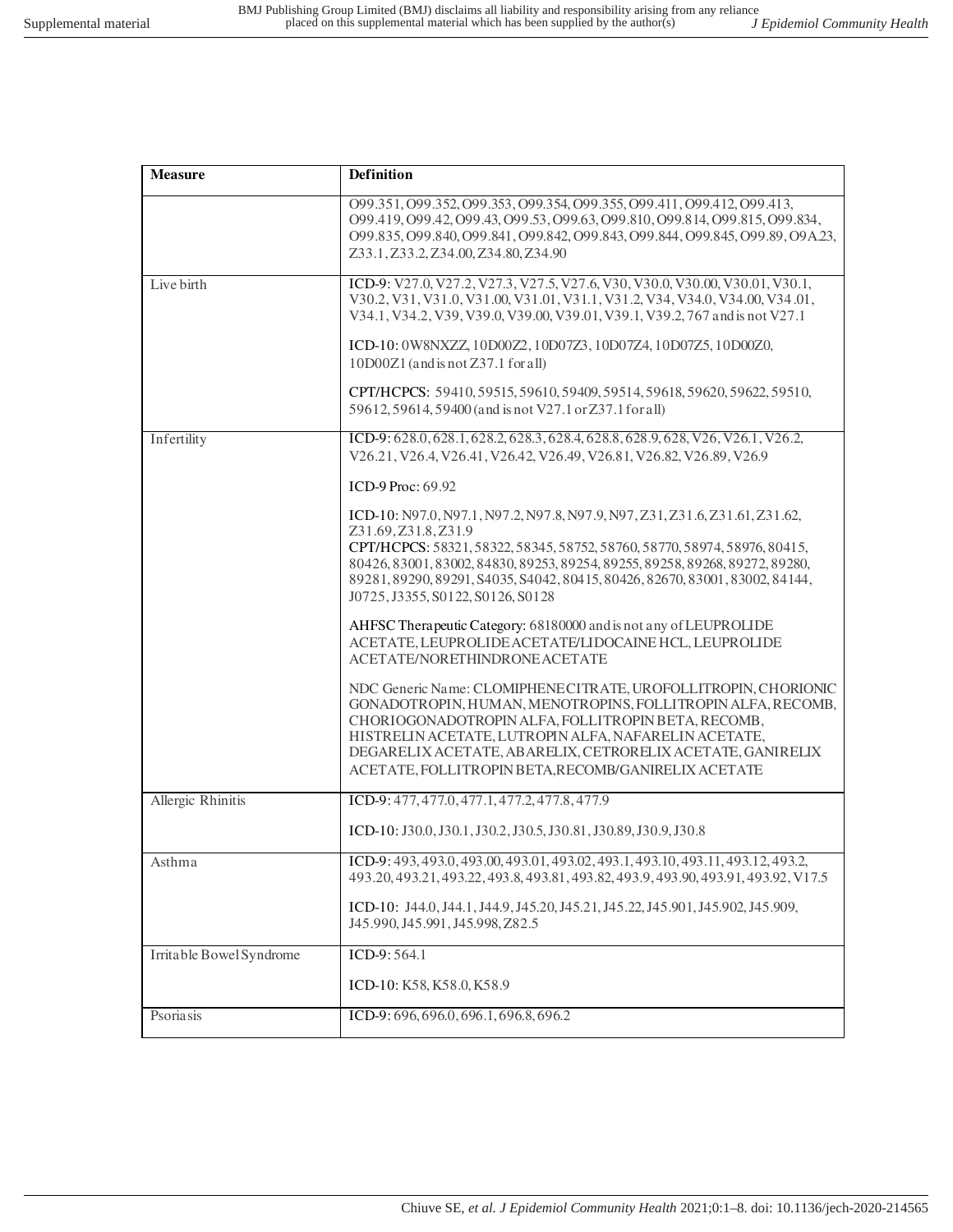| Measure | Definition |
|---|---|
| | O99.351, O99.352, O99.353, O99.354, O99.355, O99.411, O99.412, O99.413, O99.419, O99.42, O99.43, O99.53, O99.63, O99.810, O99.814, O99.815, O99.834, O99.835, O99.840, O99.841, O99.842, O99.843, O99.844, O99.845, O99.89, O9A.23, Z33.1, Z33.2, Z34.00, Z34.80, Z34.90 |
| Live birth | ICD-9: V27.0, V27.2, V27.3, V27.5, V27.6, V30, V30.0, V30.00, V30.01, V30.1, V30.2, V31, V31.0, V31.00, V31.01, V31.1, V31.2, V34, V34.0, V34.00, V34.01, V34.1, V34.2, V39, V39.0, V39.00, V39.01, V39.1, V39.2, 767 and is not V27.1<br><br>ICD-10: 0W8NXZZ, 10D00Z2, 10D07Z3, 10D07Z4, 10D07Z5, 10D00Z0, 10D00Z1 (and is not Z37.1 for all)<br><br>CPT/HCPCS: 59410, 59515, 59610, 59409, 59514, 59618, 59620, 59622, 59510, 59612, 59614, 59400 (and is not V27.1 or Z37.1 for all) |
| Infertility | ICD-9: 628.0, 628.1, 628.2, 628.3, 628.4, 628.8, 628.9, 628, V26, V26.1, V26.2, V26.21, V26.4, V26.41, V26.42, V26.49, V26.81, V26.82, V26.89, V26.9<br><br>ICD-9 Proc: 69.92<br><br>ICD-10: N97.0, N97.1, N97.2, N97.8, N97.9, N97, Z31, Z31.6, Z31.61, Z31.62, Z31.69, Z31.8, Z31.9<br>CPT/HCPCS: 58321, 58322, 58345, 58752, 58760, 58770, 58974, 58976, 80415, 80426, 83001, 83002, 84830, 89253, 89254, 89255, 89258, 89268, 89272, 89280, 89281, 89290, 89291, S4035, S4042, 80415, 80426, 82670, 83001, 83002, 84144, J0725, J3355, S0122, S0126, S0128<br><br>AHFSC Therapeutic Category: 68180000 and is not any of LEUPROLIDE ACETATE, LEUPROLIDE ACETATE/LIDOCAINE HCL, LEUPROLIDE ACETATE/NORETHINDRONE ACETATE<br><br>NDC Generic Name: CLOMIPHENE CITRATE, UROFOLLITROPIN, CHORIONIC GONADOTROPIN, HUMAN, MENOTROPINS, FOLLITROPIN ALFA, RECOMB, CHORIOGONADOTROPIN ALFA, FOLLITROPIN BETA, RECOMB, HISTRELIN ACETATE, LUTROPIN ALFA, NAFARELIN ACETATE, DEGARELIX ACETATE, ABARELIX, CETRORELIX ACETATE, GANIRELIX ACETATE, FOLLITROPIN BETA,RECOMB/GANIRELIX ACETATE |
| Allergic Rhinitis | ICD-9: 477, 477.0, 477.1, 477.2, 477.8, 477.9<br><br>ICD-10: J30.0, J30.1, J30.2, J30.5, J30.81, J30.89, J30.9, J30.8 |
| Asthma | ICD-9: 493, 493.0, 493.00, 493.01, 493.02, 493.1, 493.10, 493.11, 493.12, 493.2, 493.20, 493.21, 493.22, 493.8, 493.81, 493.82, 493.9, 493.90, 493.91, 493.92, V17.5<br><br>ICD-10: J44.0, J44.1, J44.9, J45.20, J45.21, J45.22, J45.901, J45.902, J45.909, J45.990, J45.991, J45.998, Z82.5 |
| Irritable Bowel Syndrome | ICD-9: 564.1<br><br>ICD-10: K58, K58.0, K58.9 |
| Psoriasis | ICD-9: 696, 696.0, 696.1, 696.8, 696.2 |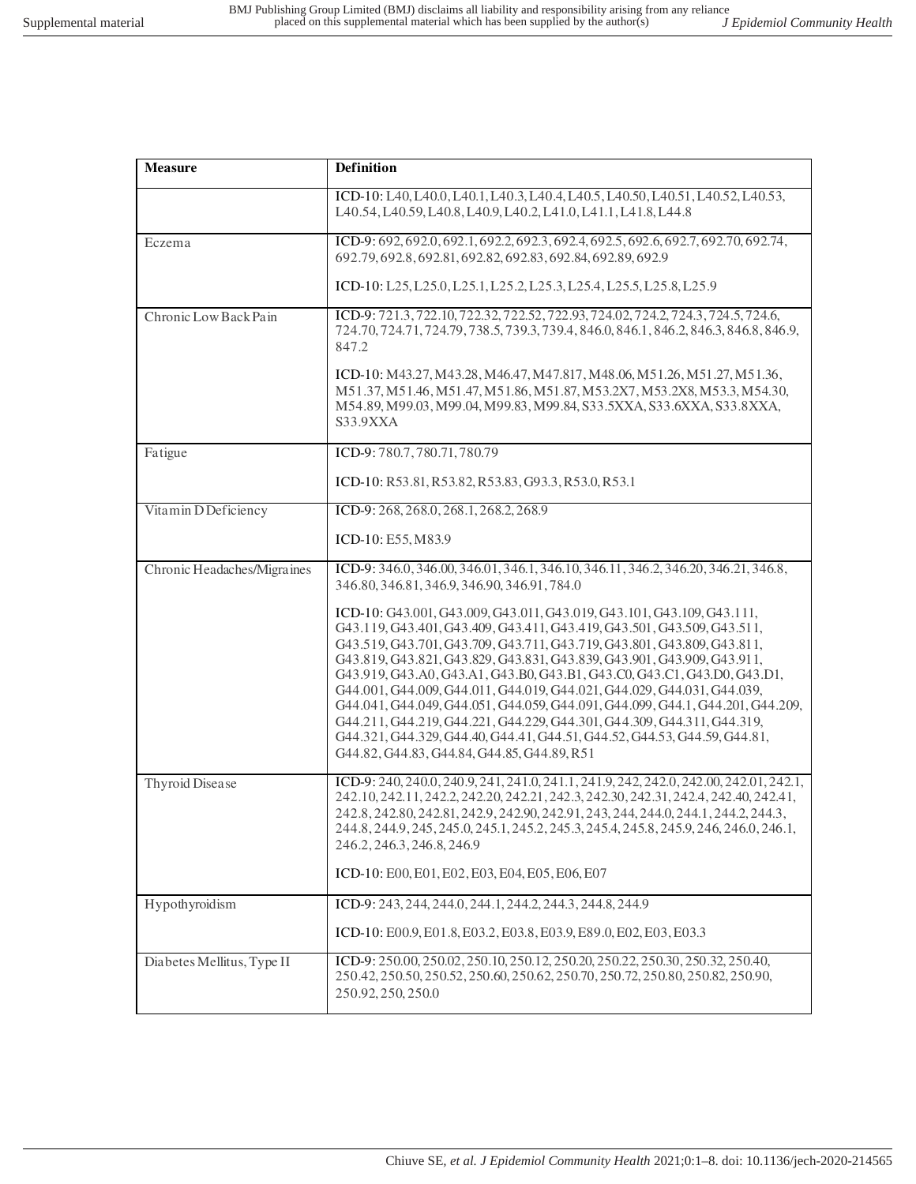| Measure | Definition |
|---|---|
| | ICD-10: L40, L40.0, L40.1, L40.3, L40.4, L40.5, L40.50, L40.51, L40.52, L40.53, L40.54, L40.59, L40.8, L40.9, L40.2, L41.0, L41.1, L41.8, L44.8 |
| Eczema | ICD-9: 692, 692.0, 692.1, 692.2, 692.3, 692.4, 692.5, 692.6, 692.7, 692.70, 692.74, 692.79, 692.8, 692.81, 692.82, 692.83, 692.84, 692.89, 692.9<br><br>ICD-10: L25, L25.0, L25.1, L25.2, L25.3, L25.4, L25.5, L25.8, L25.9 |
| Chronic Low Back Pain | ICD-9: 721.3, 722.10, 722.32, 722.52, 722.93, 724.02, 724.2, 724.3, 724.5, 724.6, 724.70, 724.71, 724.79, 738.5, 739.3, 739.4, 846.0, 846.1, 846.2, 846.3, 846.8, 846.9, 847.2<br><br>ICD-10: M43.27, M43.28, M46.47, M47.817, M48.06, M51.26, M51.27, M51.36, M51.37, M51.46, M51.47, M51.86, M51.87, M53.2X7, M53.2X8, M53.3, M54.30, M54.89, M99.03, M99.04, M99.83, M99.84, S33.5XXA, S33.6XXA, S33.8XXA, S33.9XXA |
| Fatigue | ICD-9: 780.7, 780.71, 780.79<br><br>ICD-10: R53.81, R53.82, R53.83, G93.3, R53.0, R53.1 |
| Vitamin D Deficiency | ICD-9: 268, 268.0, 268.1, 268.2, 268.9<br><br>ICD-10: E55, M83.9 |
| Chronic Headaches/Migraines | ICD-9: 346.0, 346.00, 346.01, 346.1, 346.10, 346.11, 346.2, 346.20, 346.21, 346.8, 346.80, 346.81, 346.9, 346.90, 346.91, 784.0<br><br>ICD-10: G43.001, G43.009, G43.011, G43.019, G43.101, G43.109, G43.111, G43.119, G43.401, G43.409, G43.411, G43.419, G43.501, G43.509, G43.511, G43.519, G43.701, G43.709, G43.711, G43.719, G43.801, G43.809, G43.811, G43.819, G43.821, G43.829, G43.831, G43.839, G43.901, G43.909, G43.911, G43.919, G43.A0, G43.A1, G43.B0, G43.B1, G43.C0, G43.C1, G43.D0, G43.D1, G44.001, G44.009, G44.011, G44.019, G44.021, G44.029, G44.031, G44.039, G44.041, G44.049, G44.051, G44.059, G44.091, G44.099, G44.1, G44.201, G44.209, G44.211, G44.219, G44.221, G44.229, G44.301, G44.309, G44.311, G44.319, G44.321, G44.329, G44.40, G44.41, G44.51, G44.52, G44.53, G44.59, G44.81, G44.82, G44.83, G44.84, G44.85, G44.89, R51 |
| Thyroid Disease | ICD-9: 240, 240.0, 240.9, 241, 241.0, 241.1, 241.9, 242, 242.0, 242.00, 242.01, 242.1, 242.10, 242.11, 242.2, 242.20, 242.21, 242.3, 242.30, 242.31, 242.4, 242.40, 242.41, 242.8, 242.80, 242.81, 242.9, 242.90, 242.91, 243, 244, 244.0, 244.1, 244.2, 244.3, 244.8, 244.9, 245, 245.0, 245.1, 245.2, 245.3, 245.4, 245.8, 245.9, 246, 246.0, 246.1, 246.2, 246.3, 246.8, 246.9<br><br>ICD-10: E00, E01, E02, E03, E04, E05, E06, E07 |
| Hypothyroidism | ICD-9: 243, 244, 244.0, 244.1, 244.2, 244.3, 244.8, 244.9<br><br>ICD-10: E00.9, E01.8, E03.2, E03.8, E03.9, E89.0, E02, E03, E03.3 |
| Diabetes Mellitus, Type II | ICD-9: 250.00, 250.02, 250.10, 250.12, 250.20, 250.22, 250.30, 250.32, 250.40, 250.42, 250.50, 250.52, 250.60, 250.62, 250.70, 250.72, 250.80, 250.82, 250.90, 250.92, 250, 250.0 |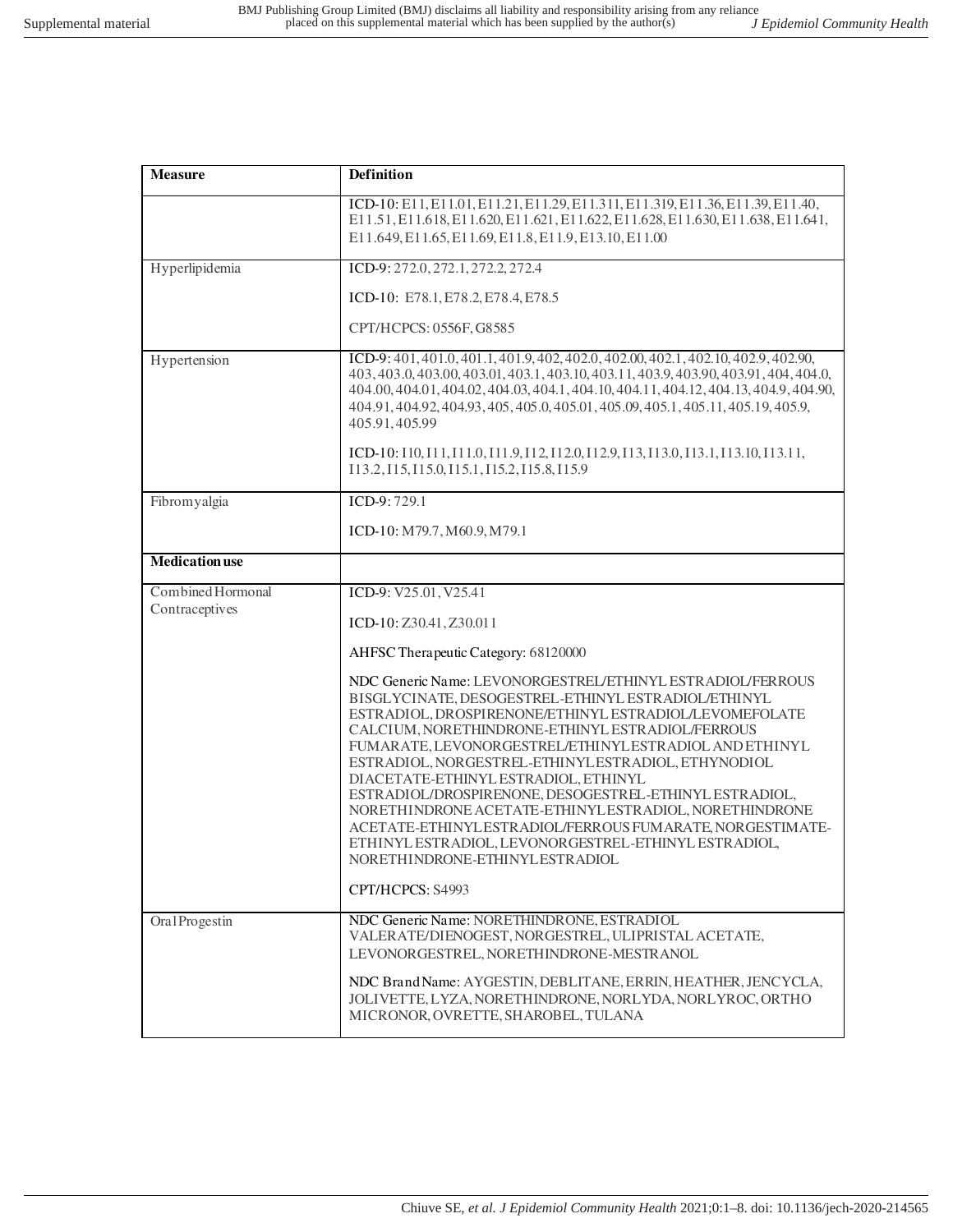| Measure | Definition |
| --- | --- |
| | ICD-10: E11, E11.01, E11.21, E11.29, E11.311, E11.319, E11.36, E11.39, E11.40, E11.51, E11.618, E11.620, E11.621, E11.622, E11.628, E11.630, E11.638, E11.641, E11.649, E11.65, E11.69, E11.8, E11.9, E13.10, E11.00 |
| Hyperlipidemia | ICD-9: 272.0, 272.1, 272.2, 272.4<br><br>ICD-10: E78.1, E78.2, E78.4, E78.5<br><br>CPT/HCPCS: 0556F, G8585 |
| Hypertension | ICD-9: 401, 401.0, 401.1, 401.9, 402, 402.0, 402.00, 402.1, 402.10, 402.9, 402.90, 403, 403.0, 403.00, 403.01, 403.1, 403.10, 403.11, 403.9, 403.90, 403.91, 404, 404.0, 404.00, 404.01, 404.02, 404.03, 404.1, 404.10, 404.11, 404.12, 404.13, 404.9, 404.90, 404.91, 404.92, 404.93, 405, 405.0, 405.01, 405.09, 405.1, 405.11, 405.19, 405.9, 405.91, 405.99<br><br>ICD-10: I10, I11, I11.0, I11.9, I12, I12.0, I12.9, I13, I13.0, I13.1, I13.10, I13.11, I13.2, I15, I15.0, I15.1, I15.2, I15.8, I15.9 |
| Fibromyalgia | ICD-9: 729.1<br><br>ICD-10: M79.7, M60.9, M79.1 |
| **Medication use** | |
| Combined Hormonal Contraceptives | ICD-9: V25.01, V25.41<br><br>ICD-10: Z30.41, Z30.011<br><br>AHFSC Therapeutic Category: 68120000<br><br>NDC Generic Name: LEVONORGESTREL/ETHINYL ESTRADIOL/FERROUS BISGLYCINATE, DESOGESTREL-ETHINYL ESTRADIOL/ETHINYL ESTRADIOL, DROSPIRENONE/ETHINYL ESTRADIOL/LEVOMEFOLATE CALCIUM, NORETHINDRONE-ETHINYL ESTRADIOL/FERROUS FUMARATE, LEVONORGESTREL/ETHINYL ESTRADIOL AND ETHINYL ESTRADIOL, NORGESTREL-ETHINYL ESTRADIOL, ETHYNODIOL DIACETATE-ETHINYL ESTRADIOL, ETHINYL ESTRADIOL/DROSPIRENONE, DESOGESTREL-ETHINYL ESTRADIOL, NORETHINDRONE ACETATE-ETHINYL ESTRADIOL, NORETHINDRONE ACETATE-ETHINYL ESTRADIOL/FERROUS FUMARATE, NORGESTIMATE-ETHINYL ESTRADIOL, LEVONORGESTREL-ETHINYL ESTRADIOL, NORETHINDRONE-ETHINYL ESTRADIOL<br><br>CPT/HCPCS: S4993 |
| Oral Progestin | NDC Generic Name: NORETHINDRONE, ESTRADIOL VALERATE/DIENOGEST, NORGESTREL, ULIPRISTAL ACETATE, LEVONORGESTREL, NORETHINDRONE-MESTRANOL<br><br>NDC Brand Name: AYGESTIN, DEBLITANE, ERRIN, HEATHER, JENCYCLA, JOLIVETTE, LYZA, NORETHINDRONE, NORLYDA, NORLYROC, ORTHO MICRONOR, OVRETTE, SHAROBEL, TULANA |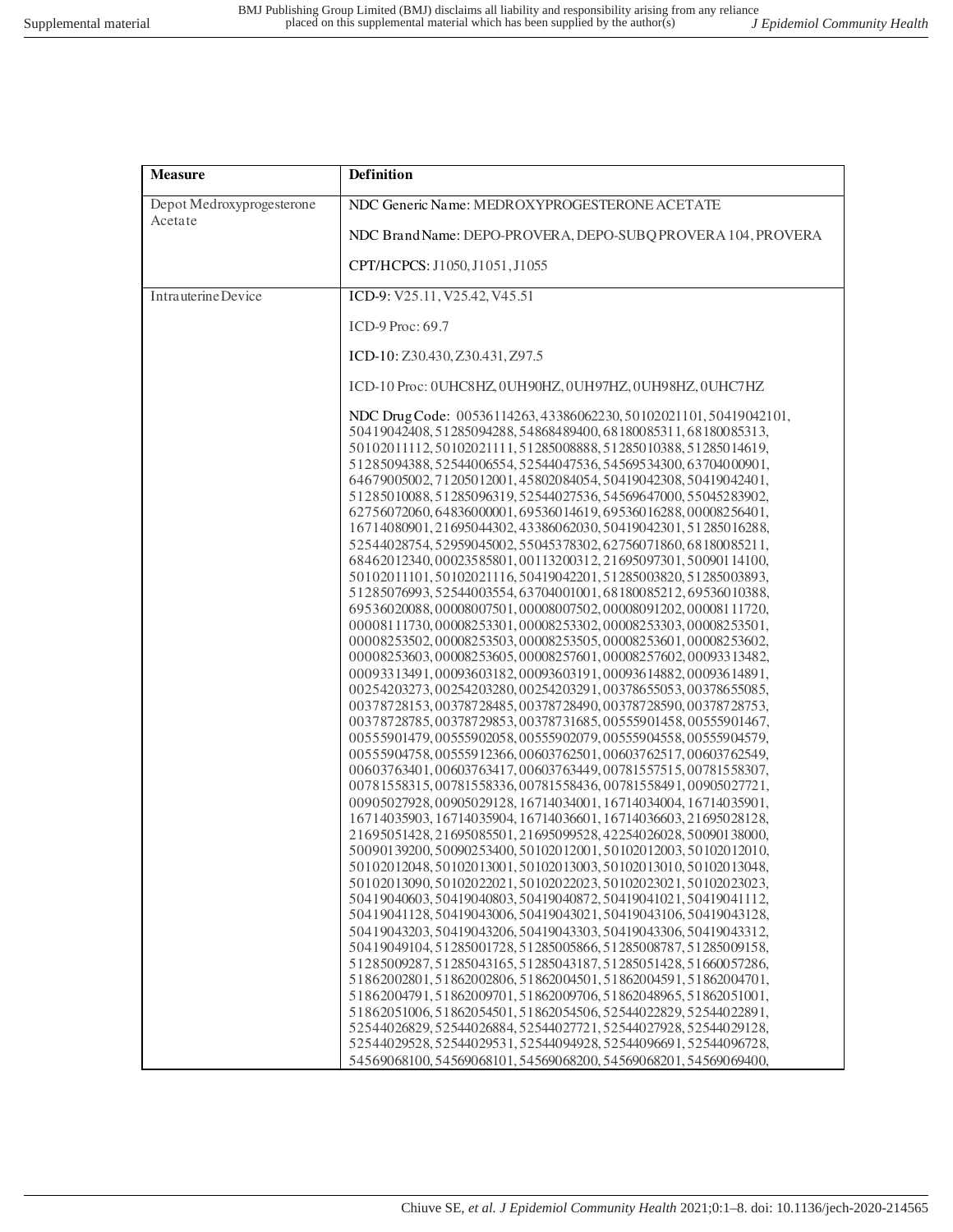| Measure | Definition |
|---|---|
| Depot Medroxyprogesterone Acetate | NDC Generic Name: MEDROXYPROGESTERONE ACETATE<br><br>NDC Brand Name: DEPO-PROVERA, DEPO-SUBQ PROVERA 104, PROVERA<br><br>CPT/HCPCS: J1050, J1051, J1055 |
| Intrauterine Device | ICD-9: V25.11, V25.42, V45.51<br><br>ICD-9 Proc: 69.7<br><br>ICD-10: Z30.430, Z30.431, Z97.5<br><br>ICD-10 Proc: 0UHC8HZ, 0UH90HZ, 0UH97HZ, 0UH98HZ, 0UHC7HZ<br><br>NDC Drug Code: 00536114263, 43386062230, 50102021101, 50419042101, 50419042408, 51285094288, 54868489400, 68180085311, 68180085313, 50102011112, 50102021111, 51285008888, 51285010388, 51285014619, 51285094388, 52544006554, 52544047536, 54569534300, 63704000901, 64679005002, 71205012001, 45802084054, 50419042308, 50419042401, 51285010088, 51285096319, 52544027536, 54569647000, 55045283902, 62756072060, 64836000001, 69536014619, 69536016288, 00008256401, 16714080901, 21695044302, 43386062030, 50419042301, 51285016288, 52544028754, 52959045002, 55045378302, 62756071860, 68180085211, 68462012340, 00023585801, 00113200312, 21695097301, 50090114100, 50102011101, 50102021116, 50419042201, 51285003820, 51285003893, 51285076993, 52544003554, 63704001001, 68180085212, 69536010388, 69536020088, 00008007501, 00008007502, 00008091202, 00008111720, 00008111730, 00008253301, 00008253302, 00008253303, 00008253501, 00008253502, 00008253503, 00008253505, 00008253601, 00008253602, 00008253603, 00008253605, 00008257601, 00008257602, 00093313482, 00093313491, 00093603182, 00093603191, 00093614882, 00093614891, 00254203273, 00254203280, 00254203291, 00378655053, 00378655085, 00378728153, 00378728485, 00378728490, 00378728590, 00378728753, 00378728785, 00378729853, 00378731685, 00555901458, 00555901467, 00555901479, 00555902058, 00555902079, 00555904558, 00555904579, 00555904758, 00555912366, 00603762501, 00603762517, 00603762549, 00603763401, 00603763417, 00603763449, 00781557515, 00781558307, 00781558315, 00781558336, 00781558436, 00781558491, 00905027721, 00905027928, 00905029128, 16714034001, 16714034004, 16714035901, 16714035903, 16714035904, 16714036601, 16714036603, 21695028128, 21695051428, 21695085501, 21695099528, 42254026028, 50090138000, 50090139200, 50090253400, 50102012001, 50102012003, 50102012010, 50102012048, 50102013001, 50102013003, 50102013010, 50102013048, 50102013090, 50102022021, 50102022023, 50102023021, 50102023023, 50419040603, 50419040803, 50419040872, 50419041021, 50419041112, 50419041128, 50419043006, 50419043021, 50419043106, 50419043128, 50419043203, 50419043206, 50419043303, 50419043306, 50419043312, 50419049104, 51285001728, 51285005866, 51285008787, 51285009158, 51285009287, 51285043165, 51285043187, 51285051428, 51660057286, 51862002801, 51862002806, 51862004501, 51862004591, 51862004701, 51862004791, 51862009701, 51862009706, 51862048965, 51862051001, 51862051006, 51862054501, 51862054506, 52544022829, 52544022891, 52544026829, 52544026884, 52544027721, 52544027928, 52544029128, 52544029528, 52544029531, 52544094928, 52544096691, 52544096728, 54569068100, 54569068101, 54569068200, 54569068201, 54569069400, |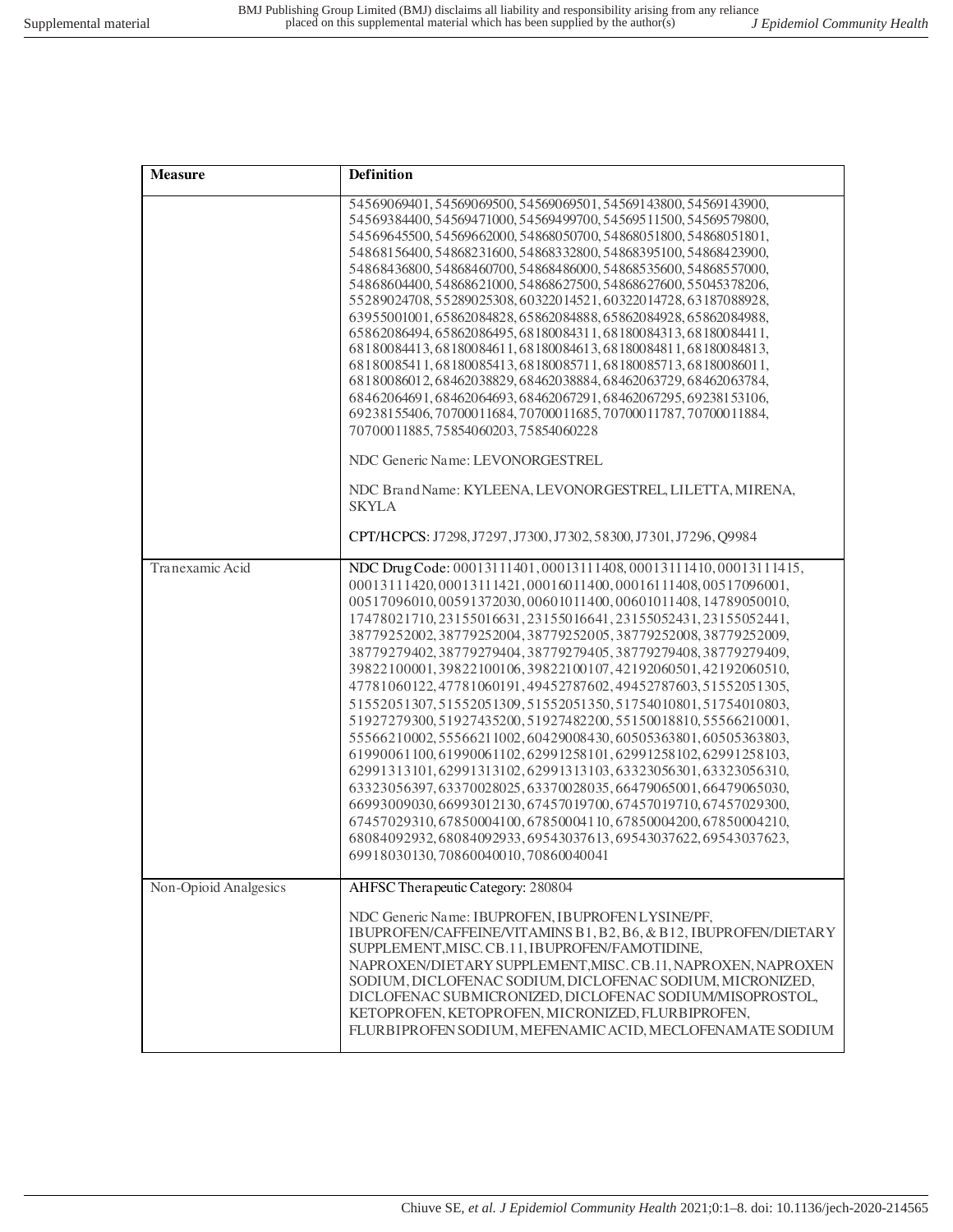| Measure | Definition |
| --- | --- |
| | 54569069401, 54569069500, 54569069501, 54569143800, 54569143900, 54569384400, 54569471000, 54569499700, 54569511500, 54569579800, 54569645500, 54569662000, 54868050700, 54868051800, 54868051801, 54868156400, 54868231600, 54868332800, 54868395100, 54868423900, 54868436800, 54868460700, 54868486000, 54868535600, 54868557000, 54868604400, 54868621000, 54868627500, 54868627600, 55045378206, 55289024708, 55289025308, 60322014521, 60322014728, 63187088928, 63955001001, 65862084828, 65862084888, 65862084928, 65862084988, 65862086494, 65862086495, 68180084311, 68180084313, 68180084411, 68180084413, 68180084611, 68180084613, 68180084811, 68180084813, 68180085411, 68180085413, 68180085711, 68180085713, 68180086011, 68180086012, 68462038829, 68462038884, 68462063729, 68462063784, 68462064691, 68462064693, 68462067291, 68462067295, 69238153106, 69238155406, 70700011684, 70700011685, 70700011787, 70700011884, 70700011885, 75854060203, 75854060228<br><br>NDC Generic Name: LEVONORGESTREL<br><br>NDC Brand Name: KYLEENA, LEVONORGESTREL, LILETTA, MIRENA, SKYLA<br><br>CPT/HCPCS: J7298, J7297, J7300, J7302, 58300, J7301, J7296, Q9984 |
| Tranexamic Acid | NDC Drug Code: 00013111401, 00013111408, 00013111410, 00013111415, 00013111420, 00013111421, 00016011400, 00016111408, 00517096001, 00517096010, 00591372030, 00601011400, 00601011408, 14789050010, 17478021710, 23155016631, 23155016641, 23155052431, 23155052441, 38779252002, 38779252004, 38779252005, 38779252008, 38779252009, 38779279402, 38779279404, 38779279405, 38779279408, 38779279409, 39822100001, 39822100106, 39822100107, 42192060501, 42192060510, 47781060122, 47781060191, 49452787602, 49452787603, 51552051305, 51552051307, 51552051309, 51552051350, 51754010801, 51754010803, 51927279300, 51927435200, 51927482200, 55150018810, 55566210001, 55566210002, 55566211002, 60429008430, 60505363801, 60505363803, 61990061100, 61990061102, 62991258101, 62991258102, 62991258103, 62991313101, 62991313102, 62991313103, 63323056301, 63323056310, 63323056397, 63370028025, 63370028035, 66479065001, 66479065030, 66993009030, 66993012130, 67457019700, 67457019710, 67457029300, 67457029310, 67850004100, 67850004110, 67850004200, 67850004210, 68084092932, 68084092933, 69543037613, 69543037622, 69543037623, 69918030130, 70860040010, 70860040041 |
| Non-Opioid Analgesics | AHFSC Therapeutic Category: 280804<br><br>NDC Generic Name: IBUPROFEN, IBUPROFEN LYSINE/PF, IBUPROFEN/CAFFEINE/VITAMINS B1, B2, B6, & B12, IBUPROFEN/DIETARY SUPPLEMENT,MISC. CB.11, IBUPROFEN/FAMOTIDINE, NAPROXEN/DIETARY SUPPLEMENT,MISC. CB.11, NAPROXEN, NAPROXEN SODIUM, DICLOFENAC SODIUM, DICLOFENAC SODIUM, MICRONIZED, DICLOFENAC SUBMICRONIZED, DICLOFENAC SODIUM/MISOPROSTOL, KETOPROFEN, KETOPROFEN, MICRONIZED, FLURBIPROFEN, FLURBIPROFEN SODIUM, MEFENAMIC ACID, MECLOFENAMATE SODIUM |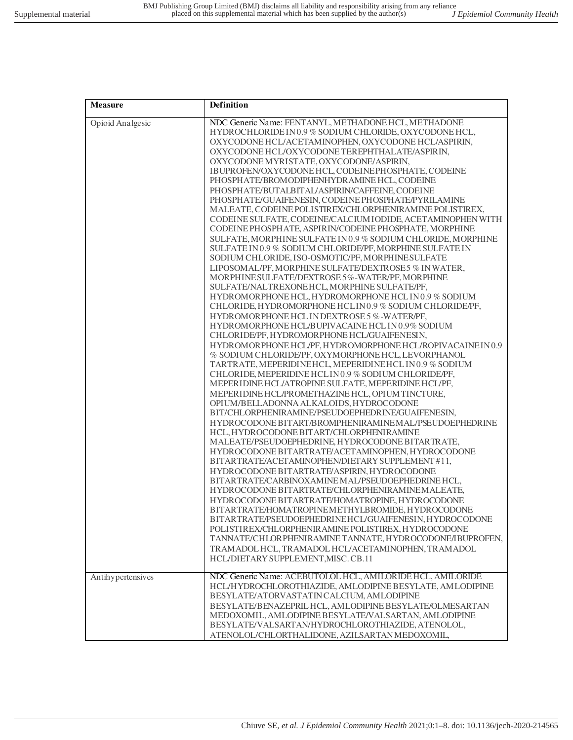| Measure | Definition |
|---|---|
| Opioid Analgesic | NDC Generic Name: FENTANYL, METHADONE HCL, METHADONE HYDROCHLORIDE IN 0.9 % SODIUM CHLORIDE, OXYCODONE HCL, OXYCODONE HCL/ACETAMINOPHEN, OXYCODONE HCL/ASPIRIN, OXYCODONE HCL/OXYCODONE TEREPHTHALATE/ASPIRIN, OXYCODONE MYRISTATE, OXYCODONE/ASPIRIN, IBUPROFEN/OXYCODONE HCL, CODEINE PHOSPHATE, CODEINE PHOSPHATE/BROMODIPHENHYDRAMINE HCL, CODEINE PHOSPHATE/BUTALBITAL/ASPIRIN/CAFFEINE, CODEINE PHOSPHATE/GUAIFENESIN, CODEINE PHOSPHATE/PYRILAMINE MALEATE, CODEINE POLISTIREX/CHLORPHENIRAMINE POLISTIREX, CODEINE SULFATE, CODEINE/CALCIUM IODIDE, ACETAMINOPHEN WITH CODEINE PHOSPHATE, ASPIRIN/CODEINE PHOSPHATE, MORPHINE SULFATE, MORPHINE SULFATE IN 0.9 % SODIUM CHLORIDE, MORPHINE SULFATE IN 0.9 % SODIUM CHLORIDE/PF, MORPHINE SULFATE IN SODIUM CHLORIDE, ISO-OSMOTIC/PF, MORPHINE SULFATE LIPOSOMAL/PF, MORPHINE SULFATE/DEXTROSE 5 % IN WATER, MORPHINE SULFATE/DEXTROSE 5%-WATER/PF, MORPHINE SULFATE/NALTREXONE HCL, MORPHINE SULFATE/PF, HYDROMORPHONE HCL, HYDROMORPHONE HCL IN 0.9 % SODIUM CHLORIDE, HYDROMORPHONE HCL IN 0.9 % SODIUM CHLORIDE/PF, HYDROMORPHONE HCL IN DEXTROSE 5 %-WATER/PF, HYDROMORPHONE HCL/BUPIVACAINE HCL IN 0.9% SODIUM CHLORIDE/PF, HYDROMORPHONE HCL/GUAIFENESIN, HYDROMORPHONE HCL/PF, HYDROMORPHONE HCL/ROPIVACAINE IN 0.9 % SODIUM CHLORIDE/PF, OXYMORPHONE HCL, LEVORPHANOL TARTRATE, MEPERIDINE HCL, MEPERIDINE HCL IN 0.9 % SODIUM CHLORIDE, MEPERIDINE HCL IN 0.9 % SODIUM CHLORIDE/PF, MEPERIDINE HCL/ATROPINE SULFATE, MEPERIDINE HCL/PF, MEPERIDINE HCL/PROMETHAZINE HCL, OPIUM TINCTURE, OPIUM/BELLADONNA ALKALOIDS, HYDROCODONE BIT/CHLORPHENIRAMINE/PSEUDOEPHEDRINE/GUAIFENESIN, HYDROCODONE BITART/BROMPHENIRAMINE MAL/PSEUDOEPHEDRINE HCL, HYDROCODONE BITART/CHLORPHENIRAMINE MALEATE/PSEUDOEPHEDRINE, HYDROCODONE BITARTRATE, HYDROCODONE BITARTRATE/ACETAMINOPHEN, HYDROCODONE BITARTRATE/ACETAMINOPHEN/DIETARY SUPPLEMENT #11, HYDROCODONE BITARTRATE/ASPIRIN, HYDROCODONE BITARTRATE/CARBINOXAMINE MAL/PSEUDOEPHEDRINE HCL, HYDROCODONE BITARTRATE/CHLORPHENIRAMINE MALEATE, HYDROCODONE BITARTRATE/HOMATROPINE, HYDROCODONE BITARTRATE/HOMATROPINE METHYLBROMIDE, HYDROCODONE BITARTRATE/PSEUDOEPHEDRINE HCL/GUAIFENESIN, HYDROCODONE POLISTIREX/CHLORPHENIRAMINE POLISTIREX, HYDROCODONE TANNATE/CHLORPHENIRAMINE TANNATE, HYDROCODONE/IBUPROFEN, TRAMADOL HCL, TRAMADOL HCL/ACETAMINOPHEN, TRAMADOL HCL/DIETARY SUPPLEMENT, MISC. CB.11 |
| Antihypertensives | NDC Generic Name: ACEBUTOLOL HCL, AMILORIDE HCL, AMILORIDE HCL/HYDROCHLOROTHIAZIDE, AMLODIPINE BESYLATE, AMLODIPINE BESYLATE/ATORVASTATIN CALCIUM, AMLODIPINE BESYLATE/BENAZEPRIL HCL, AMLODIPINE BESYLATE/OLMESARTAN MEDOXOMIL, AMLODIPINE BESYLATE/VALSARTAN, AMLODIPINE BESYLATE/VALSARTAN/HYDROCHLOROTHIAZIDE, ATENOLOL, ATENOLOL/CHLORTHALIDONE, AZILSARTAN MEDOXOMIL, |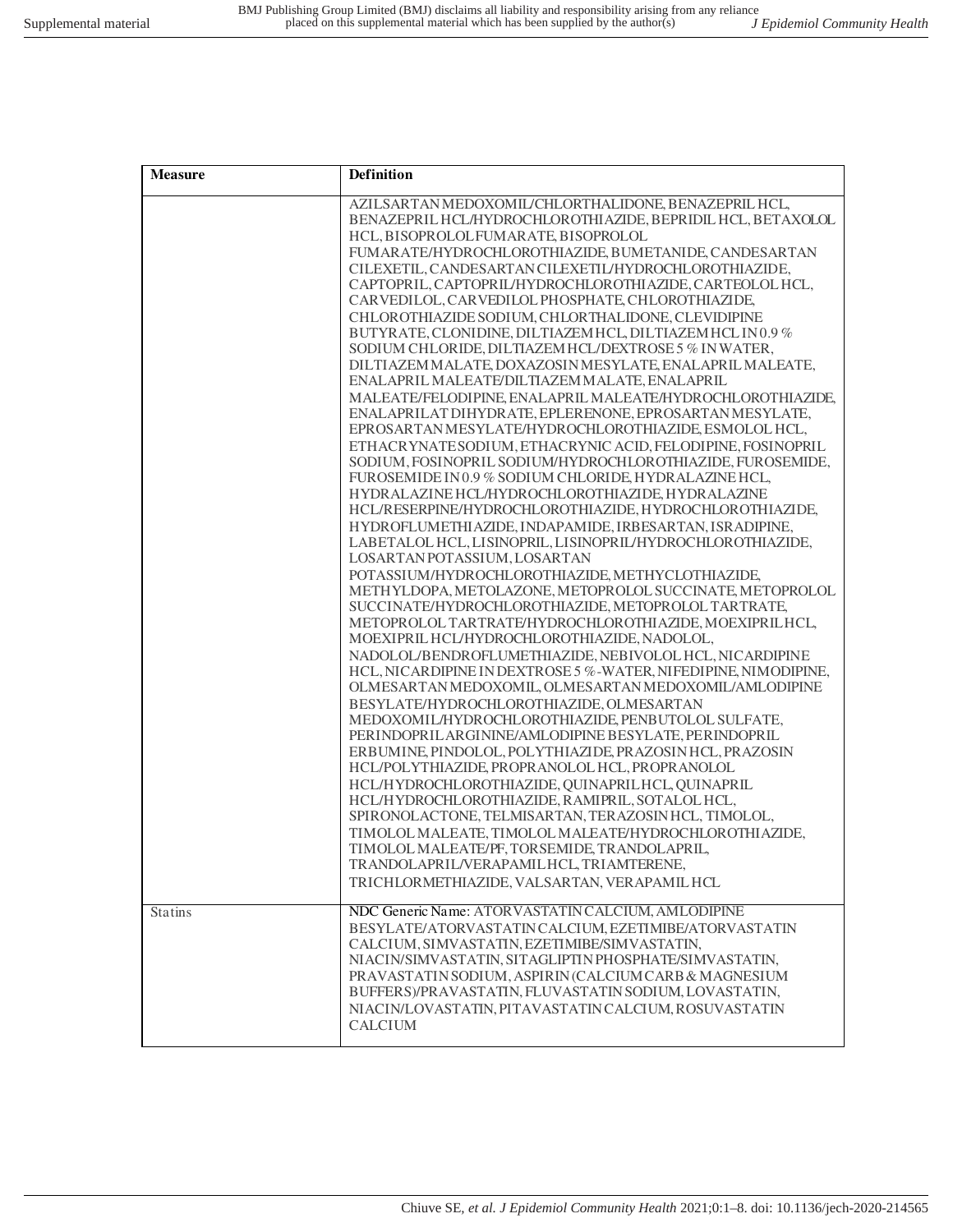| Measure | Definition |
| --- | --- |
| | AZILSARTAN MEDOXOMIL/CHLORTHALIDONE, BENAZEPRIL HCL, BENAZEPRIL HCL/HYDROCHLOROTHIAZIDE, BEPRIDIL HCL, BETAXOLOL HCL, BISOPROLOL FUMARATE, BISOPROLOL FUMARATE/HYDROCHLOROTHIAZIDE, BUMETANIDE, CANDESARTAN CILEXETIL, CANDESARTAN CILEXETIL/HYDROCHLOROTHIAZIDE, CAPTOPRIL, CAPTOPRIL/HYDROCHLOROTHIAZIDE, CARTEOLOL HCL, CARVEDILOL, CARVEDILOL PHOSPHATE, CHLOROTHIAZIDE, CHLOROTHIAZIDE SODIUM, CHLORTHALIDONE, CLEVIDIPINE BUTYRATE, CLONIDINE, DILTIAZEM HCL, DILTIAZEM HCL IN 0.9 % SODIUM CHLORIDE, DILTIAZEM HCL/DEXTROSE 5 % IN WATER, DILTIAZEM MALATE, DOXAZOSIN MESYLATE, ENALAPRIL MALEATE, ENALAPRIL MALEATE/DILTIAZEM MALATE, ENALAPRIL MALEATE/FELODIPINE, ENALAPRIL MALEATE/HYDROCHLOROTHIAZIDE, ENALAPRILAT DIHYDRATE, EPLERENONE, EPROSARTAN MESYLATE, EPROSARTAN MESYLATE/HYDROCHLOROTHIAZIDE, ESMOLOL HCL, ETHACRYNATE SODIUM, ETHACRYNIC ACID, FELODIPINE, FOSINOPRIL SODIUM, FOSINOPRIL SODIUM/HYDROCHLOROTHIAZIDE, FUROSEMIDE, FUROSEMIDE IN 0.9 % SODIUM CHLORIDE, HYDRALAZINE HCL, HYDRALAZINE HCL/HYDROCHLOROTHIAZIDE, HYDRALAZINE HCL/RESERPINE/HYDROCHLOROTHIAZIDE, HYDROCHLOROTHIAZIDE, HYDROFLUMETHIAZIDE, INDAPAMIDE, IRBESARTAN, ISRADIPINE, LABETALOL HCL, LISINOPRIL, LISINOPRIL/HYDROCHLOROTHIAZIDE, LOSARTAN POTASSIUM, LOSARTAN POTASSIUM/HYDROCHLOROTHIAZIDE, METHYCLOTHIAZIDE, METHYLDOPA, METOLAZONE, METOPROLOL SUCCINATE, METOPROLOL SUCCINATE/HYDROCHLOROTHIAZIDE, METOPROLOL TARTRATE, METOPROLOL TARTRATE/HYDROCHLOROTHIAZIDE, MOEXIPRIL HCL, MOEXIPRIL HCL/HYDROCHLOROTHIAZIDE, NADOLOL, NADOLOL/BENDROFLUMETHIAZIDE, NEBIVOLOL HCL, NICARDIPINE HCL, NICARDIPINE IN DEXTROSE 5 %-WATER, NIFEDIPINE, NIMODIPINE, OLMESARTAN MEDOXOMIL, OLMESARTAN MEDOXOMIL/AMLODIPINE BESYLATE/HYDROCHLOROTHIAZIDE, OLMESARTAN MEDOXOMIL/HYDROCHLOROTHIAZIDE, PENBUTOLOL SULFATE, PERINDOPRIL ARGININE/AMLODIPINE BESYLATE, PERINDOPRIL ERBUMINE, PINDOLOL, POLYTHIAZIDE, PRAZOSIN HCL, PRAZOSIN HCL/POLYTHIAZIDE, PROPRANOLOL HCL, PROPRANOLOL HCL/HYDROCHLOROTHIAZIDE, QUINAPRIL HCL, QUINAPRIL HCL/HYDROCHLOROTHIAZIDE, RAMIPRIL, SOTALOL HCL, SPIRONOLACTONE, TELMISARTAN, TERAZOSIN HCL, TIMOLOL, TIMOLOL MALEATE, TIMOLOL MALEATE/HYDROCHLOROTHIAZIDE, TIMOLOL MALEATE/PF, TORSEMIDE, TRANDOLAPRIL, TRANDOLAPRIL/VERAPAMIL HCL, TRIAMTERENE, TRICHLORMETHIAZIDE, VALSARTAN, VERAPAMIL HCL |
| Statins | NDC Generic Name: ATORVASTATIN CALCIUM, AMLODIPINE BESYLATE/ATORVASTATIN CALCIUM, EZETIMIBE/ATORVASTATIN CALCIUM, SIMVASTATIN, EZETIMIBE/SIMVASTATIN, NIACIN/SIMVASTATIN, SITAGLIPTIN PHOSPHATE/SIMVASTATIN, PRAVASTATIN SODIUM, ASPIRIN (CALCIUM CARB & MAGNESIUM BUFFERS)/PRAVASTATIN, FLUVASTATIN SODIUM, LOVASTATIN, NIACIN/LOVASTATIN, PITAVASTATIN CALCIUM, ROSUVASTATIN CALCIUM |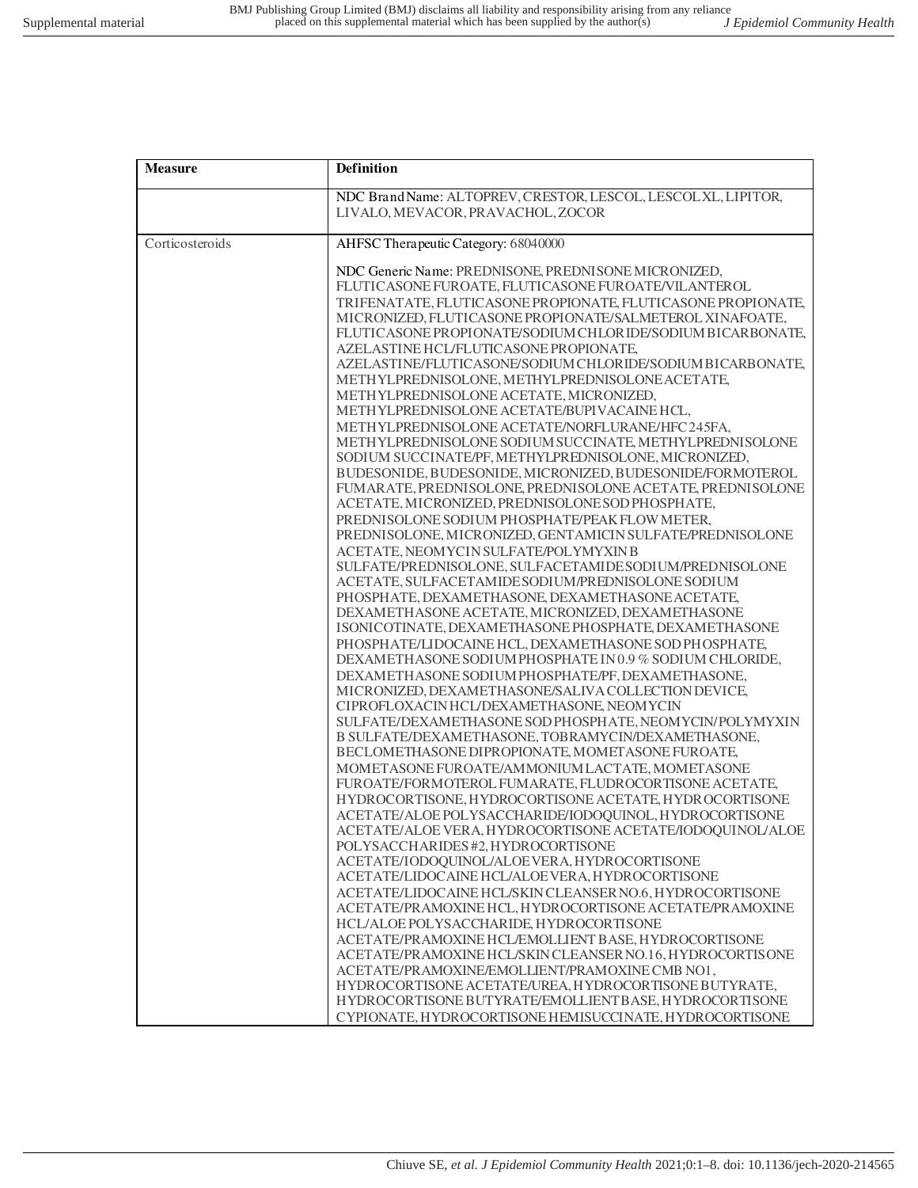| Measure | Definition |
|---|---|
| | NDC Brand Name: ALTOPREV, CRESTOR, LESCOL, LESCOL XL, LIPITOR, LIVALO, MEVACOR, PRAVACHOL, ZOCOR |
| Corticosteroids | AHFSC Therapeutic Category: 68040000<br><br>NDC Generic Name: PREDNISONE, PREDNISONE MICRONIZED, FLUTICASONE FUROATE, FLUTICASONE FUROATE/VILANTEROL TRIFENATATE, FLUTICASONE PROPIONATE, FLUTICASONE PROPIONATE, MICRONIZED, FLUTICASONE PROPIONATE/SALMETEROL XINAFOATE, FLUTICASONE PROPIONATE/SODIUM CHLORIDE/SODIUM BICARBONATE, AZELASTINE HCL/FLUTICASONE PROPIONATE, AZELASTINE/FLUTICASONE/SODIUM CHLORIDE/SODIUM BICARBONATE, METHYLPREDNISOLONE, METHYLPREDNISOLONE ACETATE, METHYLPREDNISOLONE ACETATE, MICRONIZED, METHYLPREDNISOLONE ACETATE/BUPIVACAINE HCL, METHYLPREDNISOLONE ACETATE/NORFLURANE/HFC 245FA, METHYLPREDNISOLONE SODIUM SUCCINATE, METHYLPREDNISOLONE SODIUM SUCCINATE/PF, METHYLPREDNISOLONE, MICRONIZED, BUDESONIDE, BUDESONIDE, MICRONIZED, BUDESONIDE/FORMOTEROL FUMARATE, PREDNISOLONE, PREDNISOLONE ACETATE, PREDNISOLONE ACETATE, MICRONIZED, PREDNISOLONE SOD PHOSPHATE, PREDNISOLONE SODIUM PHOSPHATE/PEAK FLOW METER, PREDNISOLONE, MICRONIZED, GENTAMICIN SULFATE/PREDNISOLONE ACETATE, NEOMYCIN SULFATE/POLYMYXIN B SULFATE/PREDNISOLONE, SULFACETAMIDE SODIUM/PREDNISOLONE ACETATE, SULFACETAMIDE SODIUM/PREDNISOLONE SODIUM PHOSPHATE, DEXAMETHASONE, DEXAMETHASONE ACETATE, DEXAMETHASONE ACETATE, MICRONIZED, DEXAMETHASONE ISONICOTINATE, DEXAMETHASONE PHOSPHATE, DEXAMETHASONE PHOSPHATE/LIDOCAINE HCL, DEXAMETHASONE SOD PHOSPHATE, DEXAMETHASONE SODIUM PHOSPHATE IN 0.9 % SODIUM CHLORIDE, DEXAMETHASONE SODIUM PHOSPHATE/PF, DEXAMETHASONE, MICRONIZED, DEXAMETHASONE/SALIVA COLLECTION DEVICE, CIPROFLOXACIN HCL/DEXAMETHASONE, NEOMYCIN SULFATE/DEXAMETHASONE SOD PHOSPHATE, NEOMYCIN/POLYMYXIN B SULFATE/DEXAMETHASONE, TOBRAMYCIN/DEXAMETHASONE, BECLOMETHASONE DIPROPIONATE, MOMETASONE FUROATE, MOMETASONE FUROATE/AMMONIUM LACTATE, MOMETASONE FUROATE/FORMOTEROL FUMARATE, FLUDROCORTISONE ACETATE, HYDROCORTISONE, HYDROCORTISONE ACETATE, HYDROCORTISONE ACETATE/ALOE POLYSACCHARIDE/IODOQUINOL, HYDROCORTISONE ACETATE/ALOE VERA, HYDROCORTISONE ACETATE/IODOQUINOL/ALOE POLYSACCHARIDES #2, HYDROCORTISONE ACETATE/IODOQUINOL/ALOE VERA, HYDROCORTISONE ACETATE/LIDOCAINE HCL/ALOE VERA, HYDROCORTISONE ACETATE/LIDOCAINE HCL/SKIN CLEANSER NO.6, HYDROCORTISONE ACETATE/PRAMOXINE HCL, HYDROCORTISONE ACETATE/PRAMOXINE HCL/ALOE POLYSACCHARIDE, HYDROCORTISONE ACETATE/PRAMOXINE HCL/EMOLLIENT BASE, HYDROCORTISONE ACETATE/PRAMOXINE HCL/SKIN CLEANSER NO.16, HYDROCORTISONE ACETATE/PRAMOXINE/EMOLLIENT/PRAMOXINE CMB NO1, HYDROCORTISONE ACETATE/UREA, HYDROCORTISONE BUTYRATE, HYDROCORTISONE BUTYRATE/EMOLLIENT BASE, HYDROCORTISONE CYPIONATE, HYDROCORTISONE HEMISUCCINATE, HYDROCORTISONE |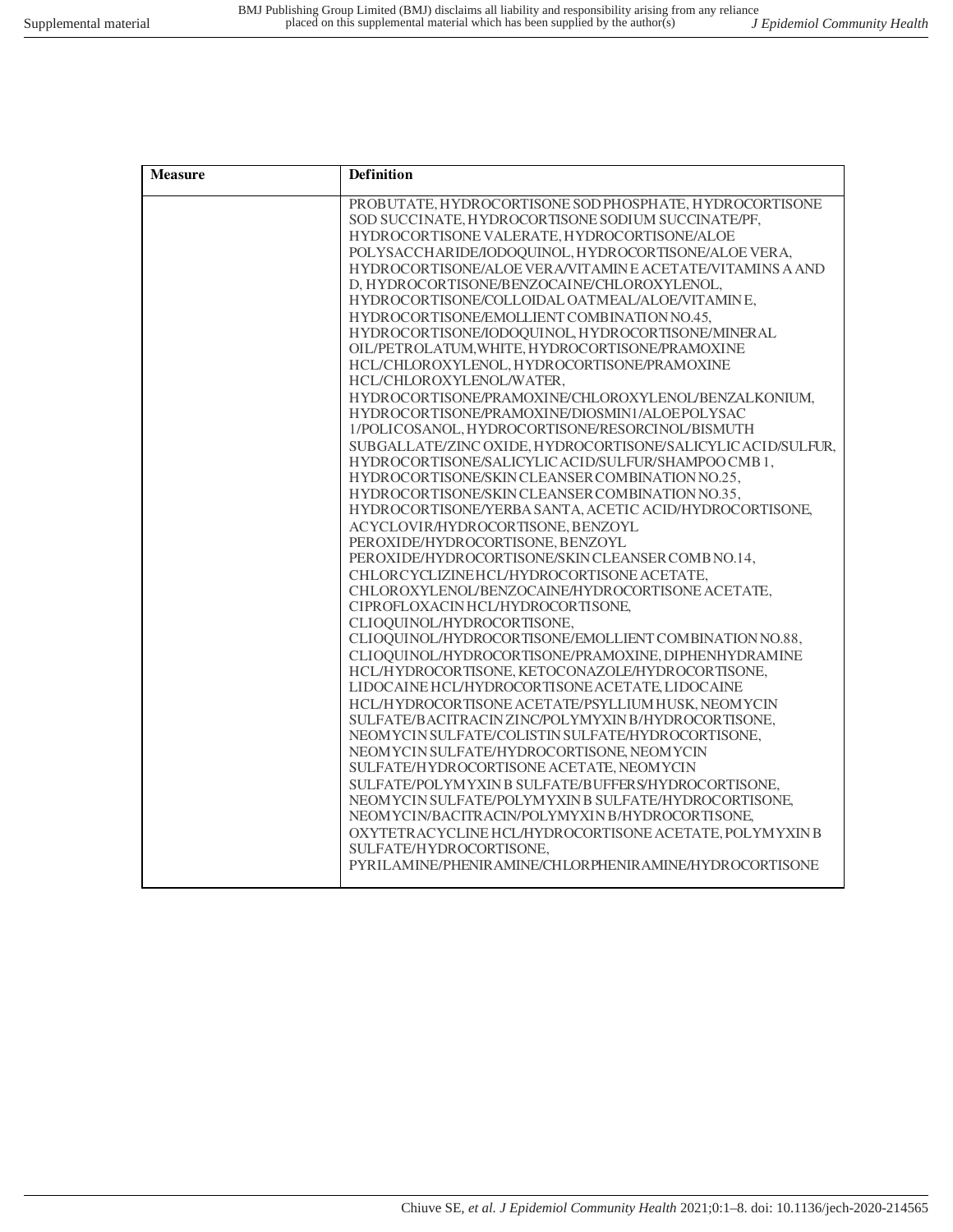| Measure | Definition |
| --- | --- |
| | PROBUTATE, HYDROCORTISONE SOD PHOSPHATE, HYDROCORTISONE SOD SUCCINATE, HYDROCORTISONE SODIUM SUCCINATE/PF, HYDROCORTISONE VALERATE, HYDROCORTISONE/ALOE POLYSACCHARIDE/IODOQUINOL, HYDROCORTISONE/ALOE VERA, HYDROCORTISONE/ALOE VERA/VITAMIN E ACETATE/VITAMINS A AND D, HYDROCORTISONE/BENZOCAINE/CHLOROXYLENOL, HYDROCORTISONE/COLLOIDAL OATMEAL/ALOE/VITAMIN E, HYDROCORTISONE/EMOLLIENT COMBINATION NO.45, HYDROCORTISONE/IODOQUINOL, HYDROCORTISONE/MINERAL OIL/PETROLATUM,WHITE, HYDROCORTISONE/PRAMOXINE HCL/CHLOROXYLENOL, HYDROCORTISONE/PRAMOXINE HCL/CHLOROXYLENOL/WATER, HYDROCORTISONE/PRAMOXINE/CHLOROXYLENOL/BENZALKONIUM, HYDROCORTISONE/PRAMOXINE/DIOSMIN1/ALOE POLYSAC 1/POLICOSANOL, HYDROCORTISONE/RESORCINOL/BISMUTH SUBGALLATE/ZINC OXIDE, HYDROCORTISONE/SALICYLIC ACID/SULFUR, HYDROCORTISONE/SALICYLIC ACID/SULFUR/SHAMPOO CMB 1, HYDROCORTISONE/SKIN CLEANSER COMBINATION NO.25, HYDROCORTISONE/SKIN CLEANSER COMBINATION NO.35, HYDROCORTISONE/YERBA SANTA, ACETIC ACID/HYDROCORTISONE, ACYCLOVIR/HYDROCORTISONE, BENZOYL PEROXIDE/HYDROCORTISONE, BENZOYL PEROXIDE/HYDROCORTISONE/SKIN CLEANSER COMB NO.14, CHLORCYCLIZINE HCL/HYDROCORTISONE ACETATE, CHLOROXYLENOL/BENZOCAINE/HYDROCORTISONE ACETATE, CIPROFLOXACIN HCL/HYDROCORTISONE, CLIOQUINOL/HYDROCORTISONE, CLIOQUINOL/HYDROCORTISONE/EMOLLIENT COMBINATION NO.88, CLIOQUINOL/HYDROCORTISONE/PRAMOXINE, DIPHENHYDRAMINE HCL/HYDROCORTISONE, KETOCONAZOLE/HYDROCORTISONE, LIDOCAINE HCL/HYDROCORTISONE ACETATE, LIDOCAINE HCL/HYDROCORTISONE ACETATE/PSYLLIUM HUSK, NEOMYCIN SULFATE/BACITRACIN ZINC/POLYMYXIN B/HYDROCORTISONE, NEOMYCIN SULFATE/COLISTIN SULFATE/HYDROCORTISONE, NEOMYCIN SULFATE/HYDROCORTISONE, NEOMYCIN SULFATE/HYDROCORTISONE ACETATE, NEOMYCIN SULFATE/POLYMYXIN B SULFATE/BUFFERS/HYDROCORTISONE, NEOMYCIN SULFATE/POLYMYXIN B SULFATE/HYDROCORTISONE, NEOMYCIN/BACITRACIN/POLYMYXIN B/HYDROCORTISONE, OXYTETRACYCLINE HCL/HYDROCORTISONE ACETATE, POLYMYXIN B SULFATE/HYDROCORTISONE, PYRILAMINE/PHENIRAMINE/CHLORPHENIRAMINE/HYDROCORTISONE |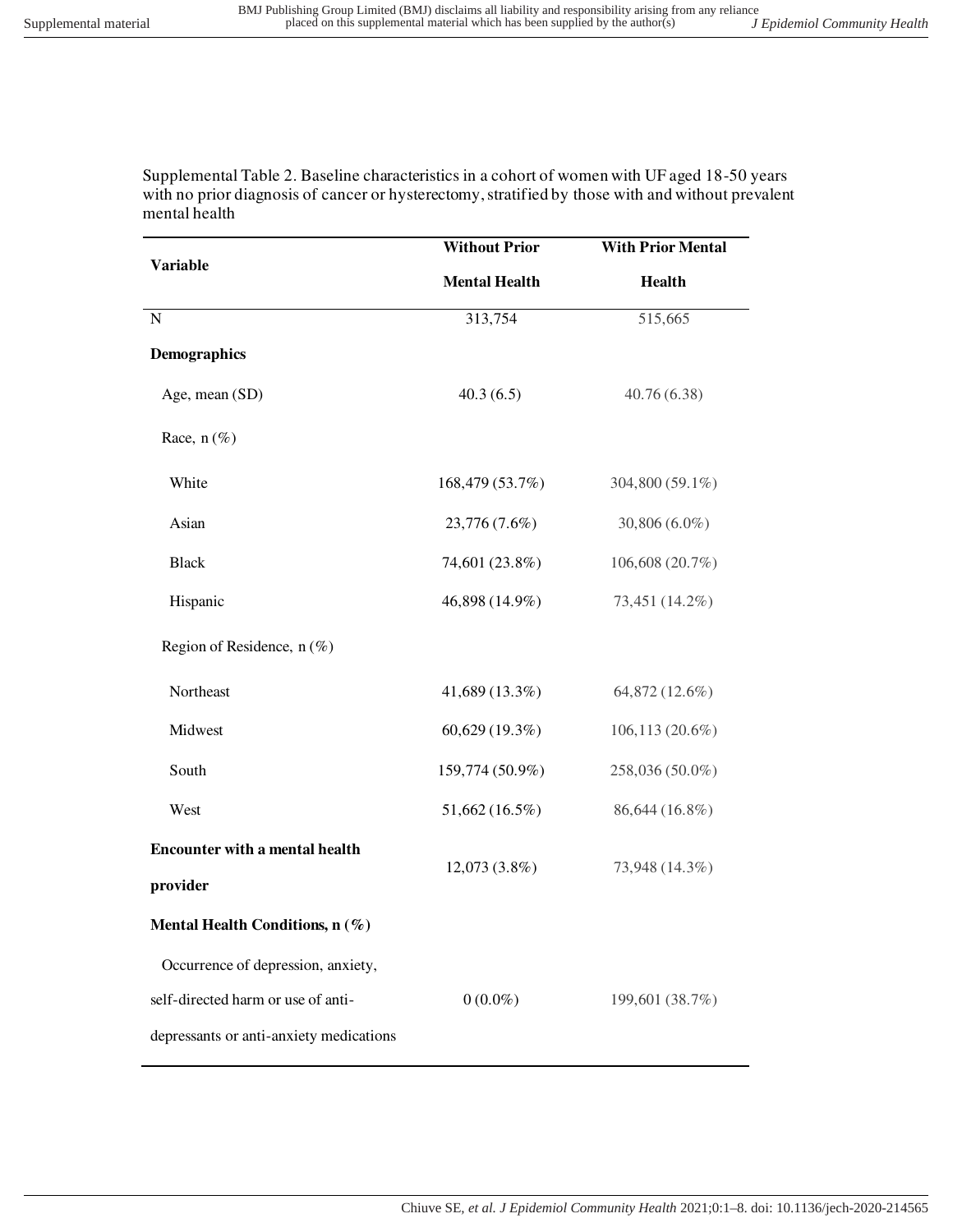Supplemental Table 2. Baseline characteristics in a cohort of women with UF aged 18-50 years with no prior diagnosis of cancer or hysterectomy, stratified by those with and without prevalent mental health

| Variable | Without Prior Mental Health | With Prior Mental Health |
|---|---|---|
| N | 313,754 | 515,665 |
| **Demographics** | | |
| Age, mean (SD) | 40.3 (6.5) | 40.76 (6.38) |
| Race, n (%) | | |
| White | 168,479 (53.7%) | 304,800 (59.1%) |
| Asian | 23,776 (7.6%) | 30,806 (6.0%) |
| Black | 74,601 (23.8%) | 106,608 (20.7%) |
| Hispanic | 46,898 (14.9%) | 73,451 (14.2%) |
| Region of Residence, n (%) | | |
| Northeast | 41,689 (13.3%) | 64,872 (12.6%) |
| Midwest | 60,629 (19.3%) | 106,113 (20.6%) |
| South | 159,774 (50.9%) | 258,036 (50.0%) |
| West | 51,662 (16.5%) | 86,644 (16.8%) |
| **Encounter with a mental health provider** | 12,073 (3.8%) | 73,948 (14.3%) |
| **Mental Health Conditions, n (%)** | | |
| Occurrence of depression, anxiety, self-directed harm or use of anti-depressants or anti-anxiety medications | 0 (0.0%) | 199,601 (38.7%) |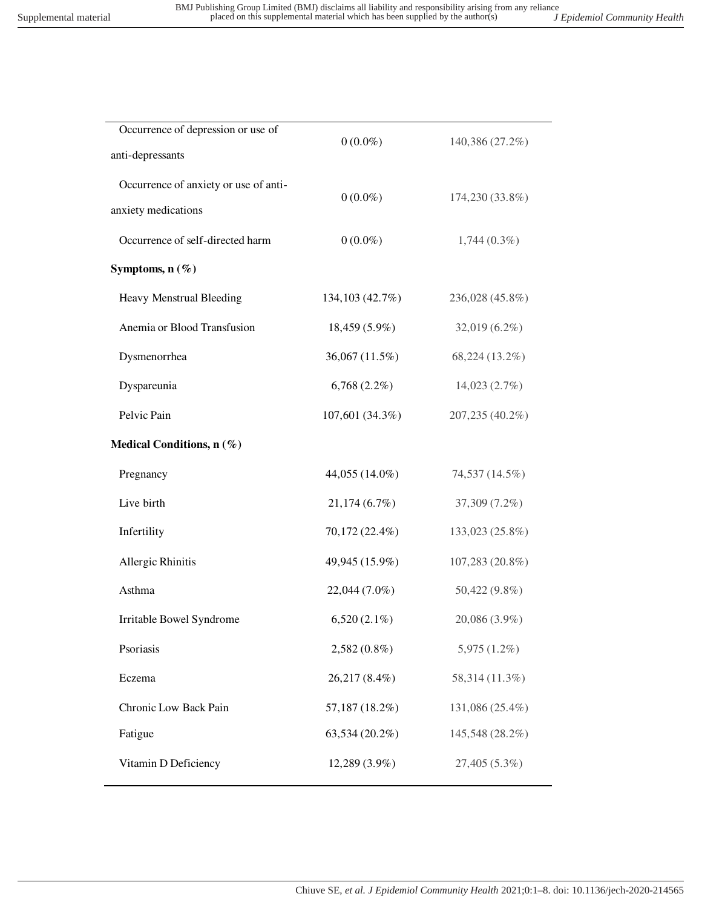| | | |
|---|---|---|
| Occurrence of depression or use of anti-depressants | 0 (0.0%) | 140,386 (27.2%) |
| Occurrence of anxiety or use of anti-anxiety medications | 0 (0.0%) | 174,230 (33.8%) |
| Occurrence of self-directed harm | 0 (0.0%) | 1,744 (0.3%) |
| **Symptoms, n (%)** | | |
| Heavy Menstrual Bleeding | 134,103 (42.7%) | 236,028 (45.8%) |
| Anemia or Blood Transfusion | 18,459 (5.9%) | 32,019 (6.2%) |
| Dysmenorrhea | 36,067 (11.5%) | 68,224 (13.2%) |
| Dyspareunia | 6,768 (2.2%) | 14,023 (2.7%) |
| Pelvic Pain | 107,601 (34.3%) | 207,235 (40.2%) |
| **Medical Conditions, n (%)** | | |
| Pregnancy | 44,055 (14.0%) | 74,537 (14.5%) |
| Live birth | 21,174 (6.7%) | 37,309 (7.2%) |
| Infertility | 70,172 (22.4%) | 133,023 (25.8%) |
| Allergic Rhinitis | 49,945 (15.9%) | 107,283 (20.8%) |
| Asthma | 22,044 (7.0%) | 50,422 (9.8%) |
| Irritable Bowel Syndrome | 6,520 (2.1%) | 20,086 (3.9%) |
| Psoriasis | 2,582 (0.8%) | 5,975 (1.2%) |
| Eczema | 26,217 (8.4%) | 58,314 (11.3%) |
| Chronic Low Back Pain | 57,187 (18.2%) | 131,086 (25.4%) |
| Fatigue | 63,534 (20.2%) | 145,548 (28.2%) |
| Vitamin D Deficiency | 12,289 (3.9%) | 27,405 (5.3%) |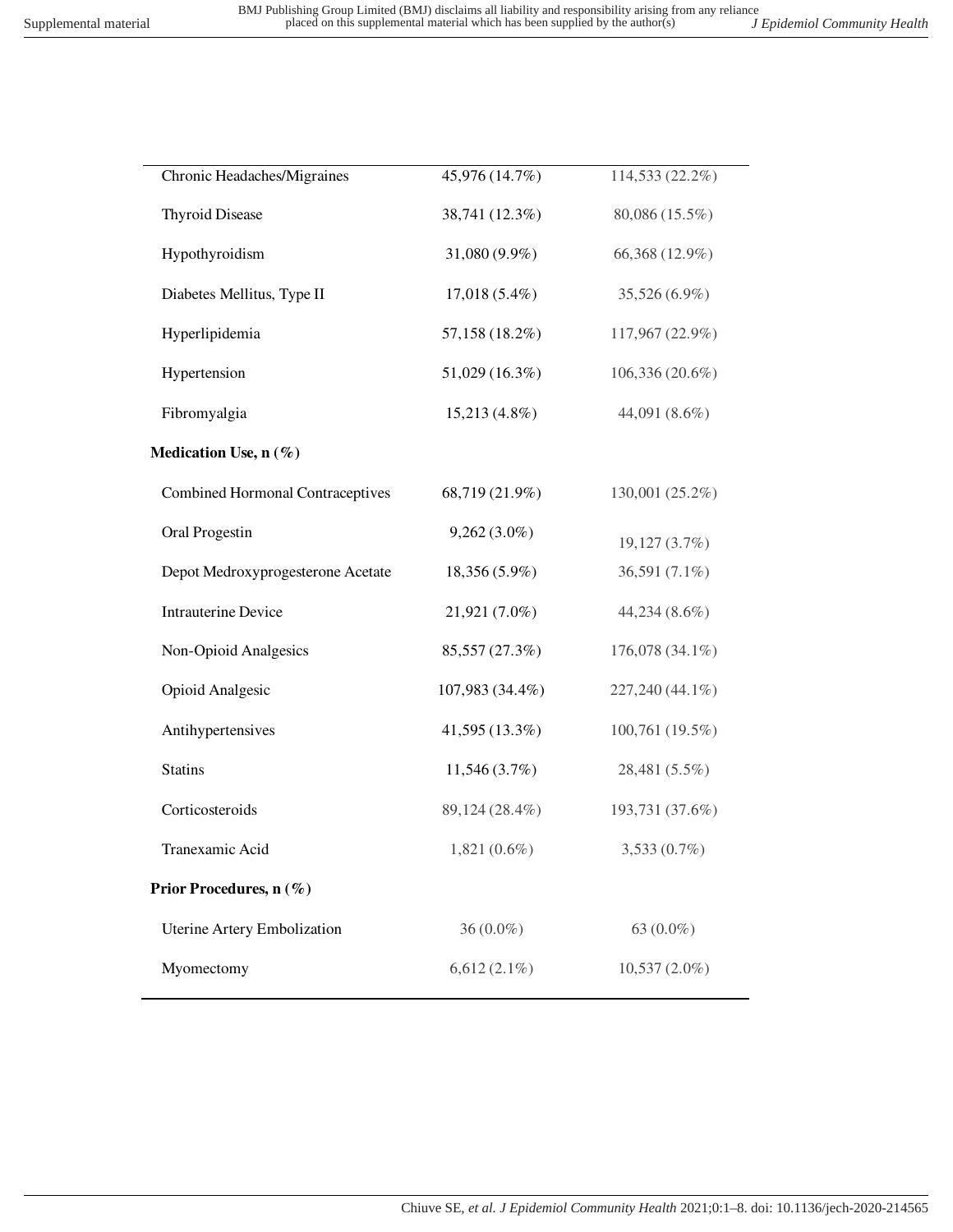| | | |
|---|---|---|
| Chronic Headaches/Migraines | 45,976 (14.7%) | 114,533 (22.2%) |
| Thyroid Disease | 38,741 (12.3%) | 80,086 (15.5%) |
| Hypothyroidism | 31,080 (9.9%) | 66,368 (12.9%) |
| Diabetes Mellitus, Type II | 17,018 (5.4%) | 35,526 (6.9%) |
| Hyperlipidemia | 57,158 (18.2%) | 117,967 (22.9%) |
| Hypertension | 51,029 (16.3%) | 106,336 (20.6%) |
| Fibromyalgia | 15,213 (4.8%) | 44,091 (8.6%) |
| **Medication Use, n (%)** | | |
| Combined Hormonal Contraceptives | 68,719 (21.9%) | 130,001 (25.2%) |
| Oral Progestin | 9,262 (3.0%) | 19,127 (3.7%) |
| Depot Medroxyprogesterone Acetate | 18,356 (5.9%) | 36,591 (7.1%) |
| Intrauterine Device | 21,921 (7.0%) | 44,234 (8.6%) |
| Non-Opioid Analgesics | 85,557 (27.3%) | 176,078 (34.1%) |
| Opioid Analgesic | 107,983 (34.4%) | 227,240 (44.1%) |
| Antihypertensives | 41,595 (13.3%) | 100,761 (19.5%) |
| Statins | 11,546 (3.7%) | 28,481 (5.5%) |
| Corticosteroids | 89,124 (28.4%) | 193,731 (37.6%) |
| Tranexamic Acid | 1,821 (0.6%) | 3,533 (0.7%) |
| **Prior Procedures, n (%)** | | |
| Uterine Artery Embolization | 36 (0.0%) | 63 (0.0%) |
| Myomectomy | 6,612 (2.1%) | 10,537 (2.0%) |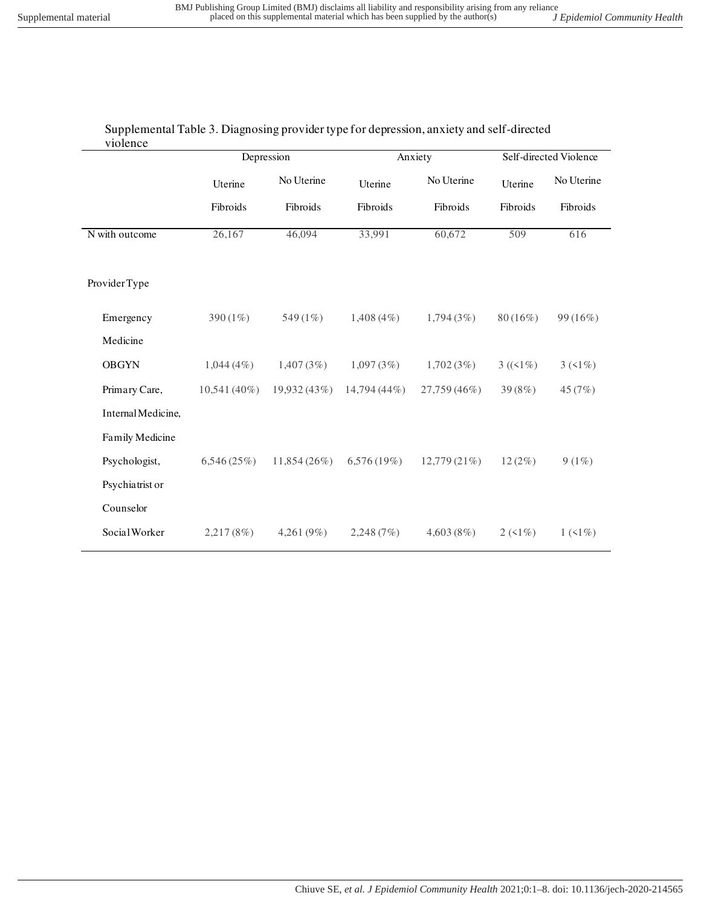Supplemental Table 3. Diagnosing provider type for depression, anxiety and self-directed violence

| | Depression | | Anxiety | | Self-directed Violence | |
|---|---|---|---|---|---|---|
| | Uterine Fibroids | No Uterine Fibroids | Uterine Fibroids | No Uterine Fibroids | Uterine Fibroids | No Uterine Fibroids |
| N with outcome | 26,167 | 46,094 | 33,991 | 60,672 | 509 | 616 |
| Provider Type | | | | | | |
| Emergency Medicine | 390 (1%) | 549 (1%) | 1,408 (4%) | 1,794 (3%) | 80 (16%) | 99 (16%) |
| OBGYN | 1,044 (4%) | 1,407 (3%) | 1,097 (3%) | 1,702 (3%) | 3 ((<1%) | 3 (<1%) |
| Primary Care, Internal Medicine, Family Medicine | 10,541 (40%) | 19,932 (43%) | 14,794 (44%) | 27,759 (46%) | 39 (8%) | 45 (7%) |
| Psychologist, Psychiatrist or Counselor | 6,546 (25%) | 11,854 (26%) | 6,576 (19%) | 12,779 (21%) | 12 (2%) | 9 (1%) |
| Social Worker | 2,217 (8%) | 4,261 (9%) | 2,248 (7%) | 4,603 (8%) | 2 (<1%) | 1 (<1%) |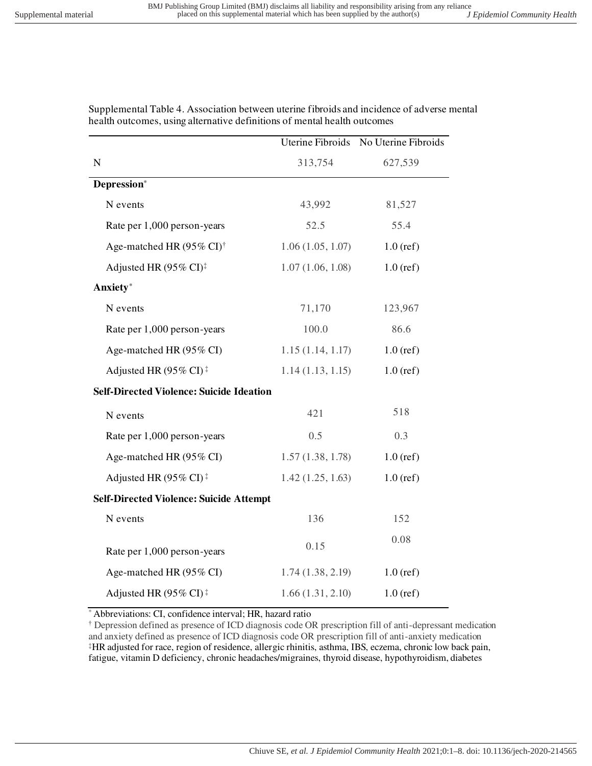Supplemental Table 4. Association between uterine fibroids and incidence of adverse mental health outcomes, using alternative definitions of mental health outcomes

| | Uterine Fibroids | No Uterine Fibroids |
|---|---|---|
| N | 313,754 | 627,539 |
| **Depression*** | | |
| N events | 43,992 | 81,527 |
| Rate per 1,000 person-years | 52.5 | 55.4 |
| Age-matched HR (95% CI)† | 1.06 (1.05, 1.07) | 1.0 (ref) |
| Adjusted HR (95% CI)‡ | 1.07 (1.06, 1.08) | 1.0 (ref) |
| **Anxiety*** | | |
| N events | 71,170 | 123,967 |
| Rate per 1,000 person-years | 100.0 | 86.6 |
| Age-matched HR (95% CI) | 1.15 (1.14, 1.17) | 1.0 (ref) |
| Adjusted HR (95% CI) ‡ | 1.14 (1.13, 1.15) | 1.0 (ref) |
| **Self-Directed Violence: Suicide Ideation** | | |
| N events | 421 | 518 |
| Rate per 1,000 person-years | 0.5 | 0.3 |
| Age-matched HR (95% CI) | 1.57 (1.38, 1.78) | 1.0 (ref) |
| Adjusted HR (95% CI) ‡ | 1.42 (1.25, 1.63) | 1.0 (ref) |
| **Self-Directed Violence: Suicide Attempt** | | |
| N events | 136 | 152 |
| Rate per 1,000 person-years | 0.15 | 0.08 |
| Age-matched HR (95% CI) | 1.74 (1.38, 2.19) | 1.0 (ref) |
| Adjusted HR (95% CI) ‡ | 1.66 (1.31, 2.10) | 1.0 (ref) |

* Abbreviations: CI, confidence interval; HR, hazard ratio

† Depression defined as presence of ICD diagnosis code OR prescription fill of anti-depressant medication and anxiety defined as presence of ICD diagnosis code OR prescription fill of anti-anxiety medication

‡HR adjusted for race, region of residence, allergic rhinitis, asthma, IBS, eczema, chronic low back pain, fatigue, vitamin D deficiency, chronic headaches/migraines, thyroid disease, hypothyroidism, diabetes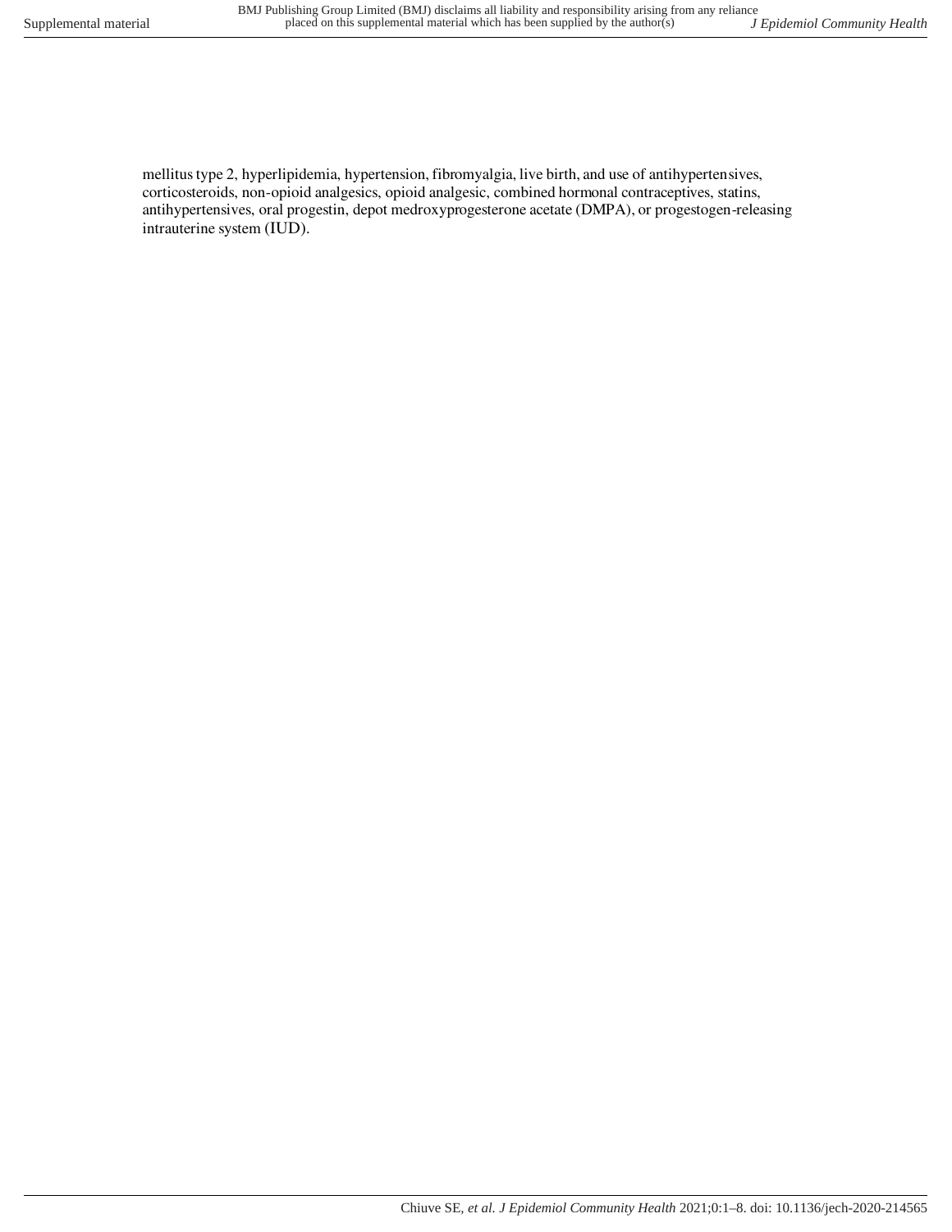mellitus type 2, hyperlipidemia, hypertension, fibromyalgia, live birth, and use of antihypertensives, corticosteroids, non-opioid analgesics, opioid analgesic, combined hormonal contraceptives, statins, antihypertensives, oral progestin, depot medroxyprogesterone acetate (DMPA), or progestogen-releasing intrauterine system (IUD).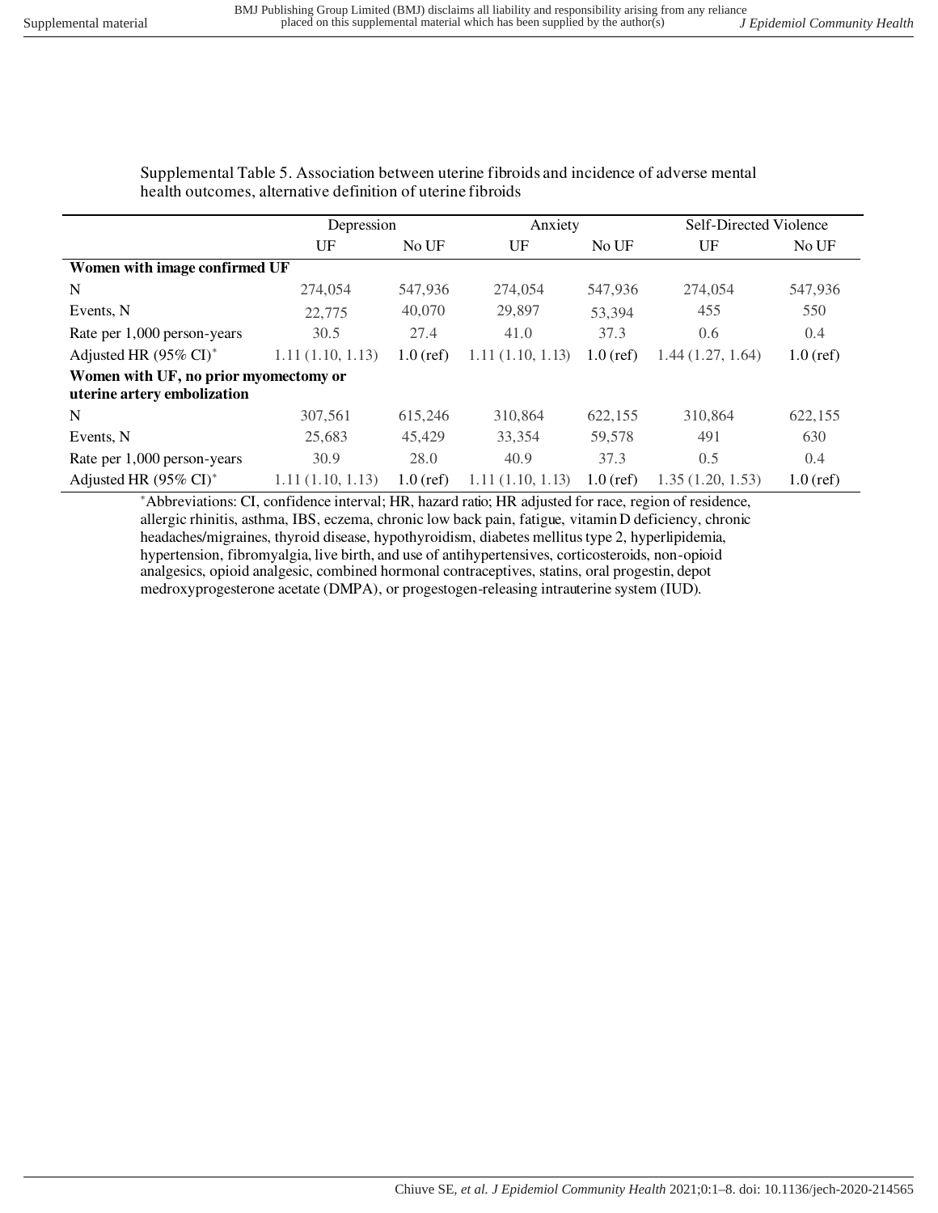Supplemental Table 5. Association between uterine fibroids and incidence of adverse mental health outcomes, alternative definition of uterine fibroids

| | Depression | | Anxiety | | Self-Directed Violence | |
|---|---|---|---|---|---|---|
| | UF | No UF | UF | No UF | UF | No UF |
| **Women with image confirmed UF** | | | | | | |
| N | 274,054 | 547,936 | 274,054 | 547,936 | 274,054 | 547,936 |
| Events, N | 22,775 | 40,070 | 29,897 | 53,394 | 455 | 550 |
| Rate per 1,000 person-years | 30.5 | 27.4 | 41.0 | 37.3 | 0.6 | 0.4 |
| Adjusted HR (95% CI)* | 1.11 (1.10, 1.13) | 1.0 (ref) | 1.11 (1.10, 1.13) | 1.0 (ref) | 1.44 (1.27, 1.64) | 1.0 (ref) |
| **Women with UF, no prior myomectomy or uterine artery embolization** | | | | | | |
| N | 307,561 | 615,246 | 310,864 | 622,155 | 310,864 | 622,155 |
| Events, N | 25,683 | 45,429 | 33,354 | 59,578 | 491 | 630 |
| Rate per 1,000 person-years | 30.9 | 28.0 | 40.9 | 37.3 | 0.5 | 0.4 |
| Adjusted HR (95% CI)* | 1.11 (1.10, 1.13) | 1.0 (ref) | 1.11 (1.10, 1.13) | 1.0 (ref) | 1.35 (1.20, 1.53) | 1.0 (ref) |

*Abbreviations: CI, confidence interval; HR, hazard ratio; HR adjusted for race, region of residence, allergic rhinitis, asthma, IBS, eczema, chronic low back pain, fatigue, vitamin D deficiency, chronic headaches/migraines, thyroid disease, hypothyroidism, diabetes mellitus type 2, hyperlipidemia, hypertension, fibromyalgia, live birth, and use of antihypertensives, corticosteroids, non-opioid analgesics, opioid analgesic, combined hormonal contraceptives, statins, oral progestin, depot medroxyprogesterone acetate (DMPA), or progestogen-releasing intrauterine system (IUD).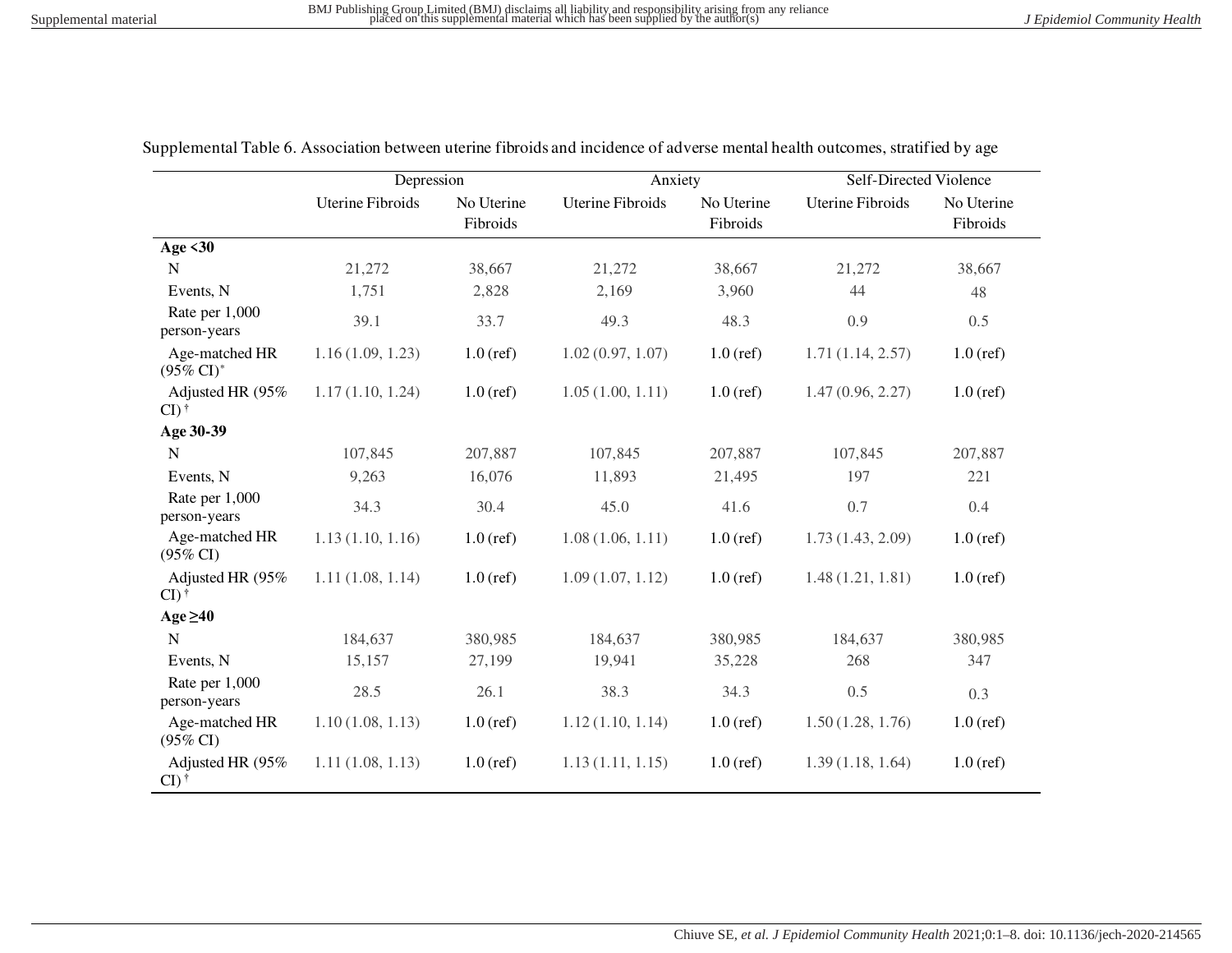Supplemental Table 6. Association between uterine fibroids and incidence of adverse mental health outcomes, stratified by age

| | Depression | | Anxiety | | Self-Directed Violence | |
|---|---|---|---|---|---|---|
| | Uterine Fibroids | No Uterine Fibroids | Uterine Fibroids | No Uterine Fibroids | Uterine Fibroids | No Uterine Fibroids |
| **Age <30** | | | | | | |
| N | 21,272 | 38,667 | 21,272 | 38,667 | 21,272 | 38,667 |
| Events, N | 1,751 | 2,828 | 2,169 | 3,960 | 44 | 48 |
| Rate per 1,000 person-years | 39.1 | 33.7 | 49.3 | 48.3 | 0.9 | 0.5 |
| Age-matched HR (95% CI)* | 1.16 (1.09, 1.23) | 1.0 (ref) | 1.02 (0.97, 1.07) | 1.0 (ref) | 1.71 (1.14, 2.57) | 1.0 (ref) |
| Adjusted HR (95% CI)† | 1.17 (1.10, 1.24) | 1.0 (ref) | 1.05 (1.00, 1.11) | 1.0 (ref) | 1.47 (0.96, 2.27) | 1.0 (ref) |
| **Age 30-39** | | | | | | |
| N | 107,845 | 207,887 | 107,845 | 207,887 | 107,845 | 207,887 |
| Events, N | 9,263 | 16,076 | 11,893 | 21,495 | 197 | 221 |
| Rate per 1,000 person-years | 34.3 | 30.4 | 45.0 | 41.6 | 0.7 | 0.4 |
| Age-matched HR (95% CI) | 1.13 (1.10, 1.16) | 1.0 (ref) | 1.08 (1.06, 1.11) | 1.0 (ref) | 1.73 (1.43, 2.09) | 1.0 (ref) |
| Adjusted HR (95% CI)† | 1.11 (1.08, 1.14) | 1.0 (ref) | 1.09 (1.07, 1.12) | 1.0 (ref) | 1.48 (1.21, 1.81) | 1.0 (ref) |
| **Age ≥40** | | | | | | |
| N | 184,637 | 380,985 | 184,637 | 380,985 | 184,637 | 380,985 |
| Events, N | 15,157 | 27,199 | 19,941 | 35,228 | 268 | 347 |
| Rate per 1,000 person-years | 28.5 | 26.1 | 38.3 | 34.3 | 0.5 | 0.3 |
| Age-matched HR (95% CI) | 1.10 (1.08, 1.13) | 1.0 (ref) | 1.12 (1.10, 1.14) | 1.0 (ref) | 1.50 (1.28, 1.76) | 1.0 (ref) |
| Adjusted HR (95% CI)† | 1.11 (1.08, 1.13) | 1.0 (ref) | 1.13 (1.11, 1.15) | 1.0 (ref) | 1.39 (1.18, 1.64) | 1.0 (ref) |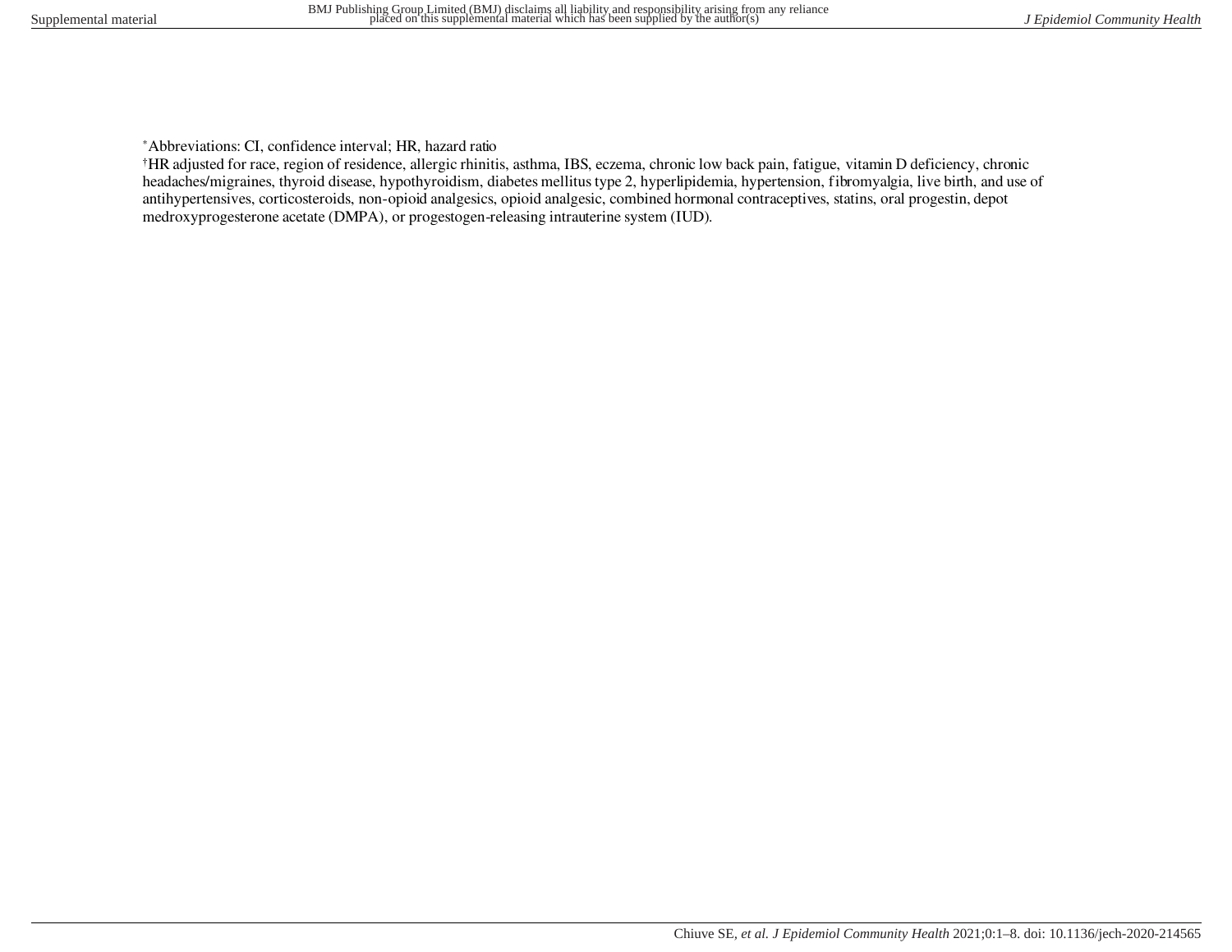*Abbreviations: CI, confidence interval; HR, hazard ratio

†HR adjusted for race, region of residence, allergic rhinitis, asthma, IBS, eczema, chronic low back pain, fatigue, vitamin D deficiency, chronic headaches/migraines, thyroid disease, hypothyroidism, diabetes mellitus type 2, hyperlipidemia, hypertension, fibromyalgia, live birth, and use of antihypertensives, corticosteroids, non-opioid analgesics, opioid analgesic, combined hormonal contraceptives, statins, oral progestin, depot medroxyprogesterone acetate (DMPA), or progestogen-releasing intrauterine system (IUD).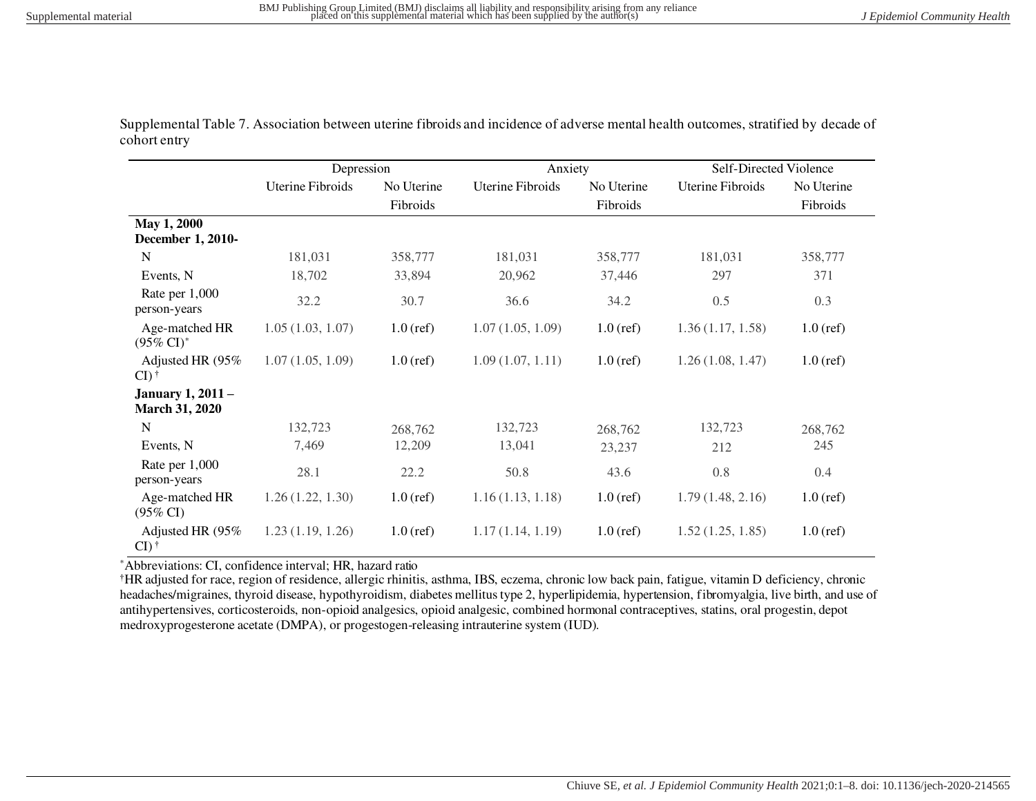Supplemental Table 7. Association between uterine fibroids and incidence of adverse mental health outcomes, stratified by decade of cohort entry

| | Depression | | Anxiety | | Self-Directed Violence | |
|---|---|---|---|---|---|---|
| | Uterine Fibroids | No Uterine Fibroids | Uterine Fibroids | No Uterine Fibroids | Uterine Fibroids | No Uterine Fibroids |
| **May 1, 2000 December 1, 2010-** | | | | | | |
| N | 181,031 | 358,777 | 181,031 | 358,777 | 181,031 | 358,777 |
| Events, N | 18,702 | 33,894 | 20,962 | 37,446 | 297 | 371 |
| Rate per 1,000 person-years | 32.2 | 30.7 | 36.6 | 34.2 | 0.5 | 0.3 |
| Age-matched HR (95% CI)* | 1.05 (1.03, 1.07) | 1.0 (ref) | 1.07 (1.05, 1.09) | 1.0 (ref) | 1.36 (1.17, 1.58) | 1.0 (ref) |
| Adjusted HR (95% CI) † | 1.07 (1.05, 1.09) | 1.0 (ref) | 1.09 (1.07, 1.11) | 1.0 (ref) | 1.26 (1.08, 1.47) | 1.0 (ref) |
| **January 1, 2011 – March 31, 2020** | | | | | | |
| N | 132,723 | 268,762 | 132,723 | 268,762 | 132,723 | 268,762 |
| Events, N | 7,469 | 12,209 | 13,041 | 23,237 | 212 | 245 |
| Rate per 1,000 person-years | 28.1 | 22.2 | 50.8 | 43.6 | 0.8 | 0.4 |
| Age-matched HR (95% CI) | 1.26 (1.22, 1.30) | 1.0 (ref) | 1.16 (1.13, 1.18) | 1.0 (ref) | 1.79 (1.48, 2.16) | 1.0 (ref) |
| Adjusted HR (95% CI) † | 1.23 (1.19, 1.26) | 1.0 (ref) | 1.17 (1.14, 1.19) | 1.0 (ref) | 1.52 (1.25, 1.85) | 1.0 (ref) |

*Abbreviations: CI, confidence interval; HR, hazard ratio

†HR adjusted for race, region of residence, allergic rhinitis, asthma, IBS, eczema, chronic low back pain, fatigue, vitamin D deficiency, chronic headaches/migraines, thyroid disease, hypothyroidism, diabetes mellitus type 2, hyperlipidemia, hypertension, fibromyalgia, live birth, and use of antihypertensives, corticosteroids, non-opioid analgesics, opioid analgesic, combined hormonal contraceptives, statins, oral progestin, depot medroxyprogesterone acetate (DMPA), or progestogen-releasing intrauterine system (IUD).